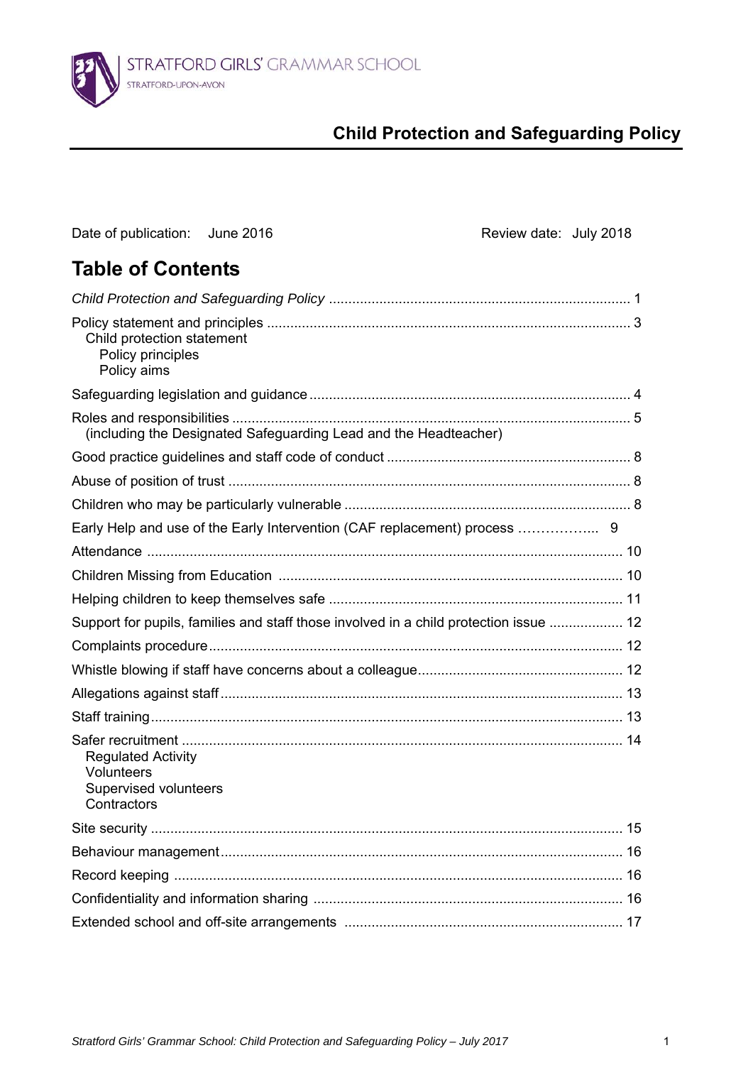STRATFORD GIRLS' GRAMMAR SCHOOL
STRATFORD-UPON-AVON

# Child Protection and Safeguarding Policy

Date of publication: June 2016 Review date: July 2018

## Table of Contents

*Child Protection and Safeguarding Policy* ............................................................................ 1

Policy statement and principles ............................................................................................ 3
- Child protection statement
  - Policy principles
  - Policy aims

Safeguarding legislation and guidance ................................................................................. 4

Roles and responsibilities ...................................................................................................... 5
(including the Designated Safeguarding Lead and the Headteacher)

Good practice guidelines and staff code of conduct .............................................................. 8

Abuse of position of trust ...................................................................................................... 8

Children who may be particularly vulnerable ......................................................................... 8

Early Help and use of the Early Intervention (CAF replacement) process …………….. 9

Attendance .......................................................................................................................... 10

Children Missing from Education ........................................................................................ 10

Helping children to keep themselves safe ........................................................................... 11

Support for pupils, families and staff those involved in a child protection issue ................... 12

Complaints procedure .......................................................................................................... 12

Whistle blowing if staff have concerns about a colleague .................................................... 12

Allegations against staff ...................................................................................................... 13

Staff training ........................................................................................................................ 13

Safer recruitment ................................................................................................................ 14
- Regulated Activity
- Volunteers
- Supervised volunteers
- Contractors

Site security ........................................................................................................................ 15

Behaviour management ...................................................................................................... 16

Record keeping .................................................................................................................. 16

Confidentiality and information sharing ............................................................................... 16

Extended school and off-site arrangements ....................................................................... 17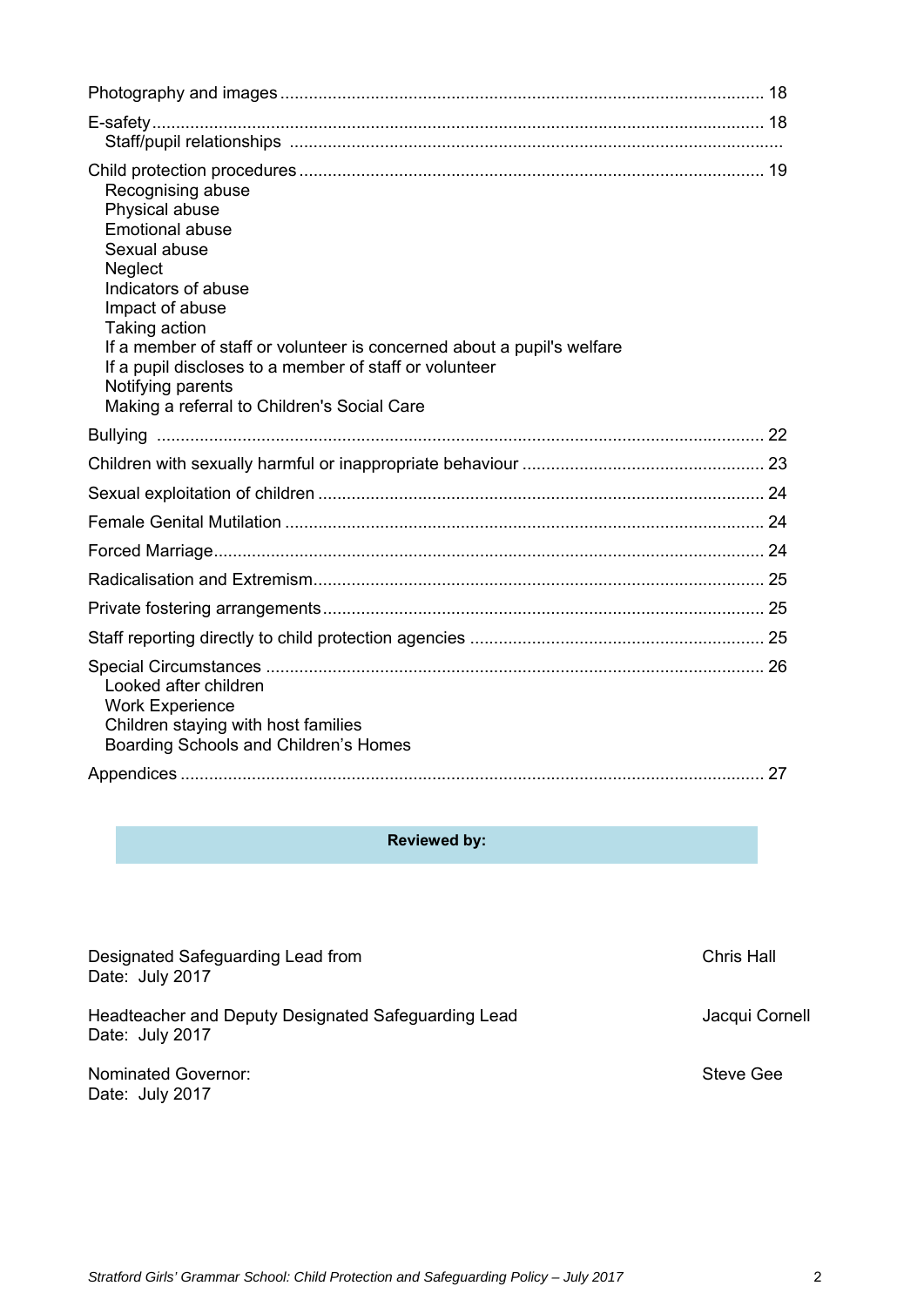Photography and images ..................................................................................................... 18

E-safety ................................................................................................................................ 18
- Staff/pupil relationships .......................................................................................................

Child protection procedures ................................................................................................. 19
- Recognising abuse
- Physical abuse
- Emotional abuse
- Sexual abuse
- Neglect
- Indicators of abuse
- Impact of abuse
- Taking action
- If a member of staff or volunteer is concerned about a pupil's welfare
- If a pupil discloses to a member of staff or volunteer
- Notifying parents
- Making a referral to Children's Social Care

Bullying ............................................................................................................................... 22

Children with sexually harmful or inappropriate behaviour .................................................. 23

Sexual exploitation of children ............................................................................................. 24

Female Genital Mutilation .................................................................................................... 24

Forced Marriage ................................................................................................................... 24

Radicalisation and Extremism .............................................................................................. 25

Private fostering arrangements ............................................................................................ 25

Staff reporting directly to child protection agencies ............................................................. 25

Special Circumstances ........................................................................................................ 26
- Looked after children
- Work Experience
- Children staying with host families
- Boarding Schools and Children's Homes

Appendices .......................................................................................................................... 27

**Reviewed by:**

| | |
|---|---|
| Designated Safeguarding Lead from<br>Date: July 2017 | Chris Hall |
| Headteacher and Deputy Designated Safeguarding Lead<br>Date: July 2017 | Jacqui Cornell |
| Nominated Governor:<br>Date: July 2017 | Steve Gee |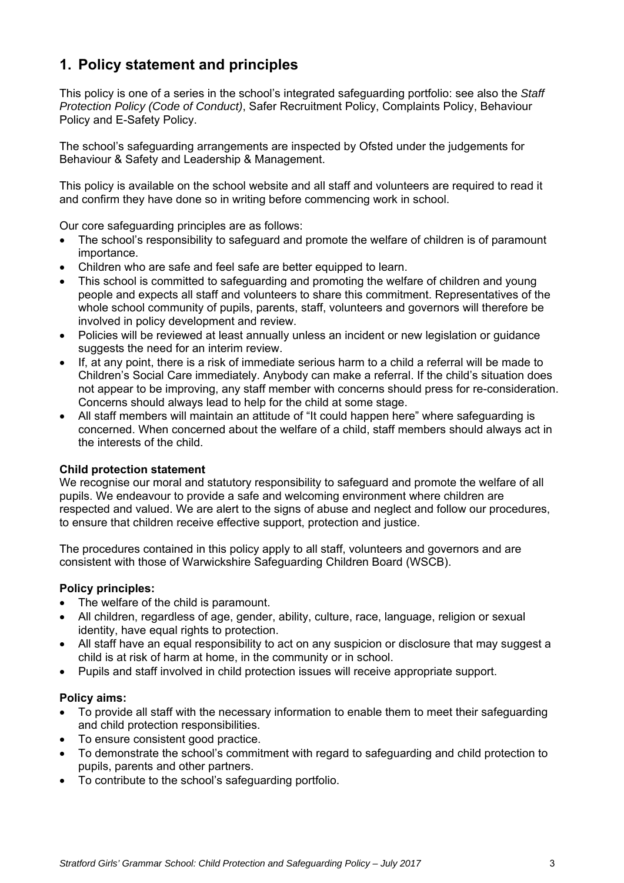## 1. Policy statement and principles

This policy is one of a series in the school's integrated safeguarding portfolio: see also the *Staff Protection Policy (Code of Conduct)*, Safer Recruitment Policy, Complaints Policy, Behaviour Policy and E-Safety Policy.

The school's safeguarding arrangements are inspected by Ofsted under the judgements for Behaviour & Safety and Leadership & Management.

This policy is available on the school website and all staff and volunteers are required to read it and confirm they have done so in writing before commencing work in school.

Our core safeguarding principles are as follows:

- The school's responsibility to safeguard and promote the welfare of children is of paramount importance.
- Children who are safe and feel safe are better equipped to learn.
- This school is committed to safeguarding and promoting the welfare of children and young people and expects all staff and volunteers to share this commitment. Representatives of the whole school community of pupils, parents, staff, volunteers and governors will therefore be involved in policy development and review.
- Policies will be reviewed at least annually unless an incident or new legislation or guidance suggests the need for an interim review.
- If, at any point, there is a risk of immediate serious harm to a child a referral will be made to Children's Social Care immediately. Anybody can make a referral. If the child's situation does not appear to be improving, any staff member with concerns should press for re-consideration. Concerns should always lead to help for the child at some stage.
- All staff members will maintain an attitude of "It could happen here" where safeguarding is concerned. When concerned about the welfare of a child, staff members should always act in the interests of the child.

**Child protection statement**

We recognise our moral and statutory responsibility to safeguard and promote the welfare of all pupils. We endeavour to provide a safe and welcoming environment where children are respected and valued. We are alert to the signs of abuse and neglect and follow our procedures, to ensure that children receive effective support, protection and justice.

The procedures contained in this policy apply to all staff, volunteers and governors and are consistent with those of Warwickshire Safeguarding Children Board (WSCB).

**Policy principles:**

- The welfare of the child is paramount.
- All children, regardless of age, gender, ability, culture, race, language, religion or sexual identity, have equal rights to protection.
- All staff have an equal responsibility to act on any suspicion or disclosure that may suggest a child is at risk of harm at home, in the community or in school.
- Pupils and staff involved in child protection issues will receive appropriate support.

**Policy aims:**

- To provide all staff with the necessary information to enable them to meet their safeguarding and child protection responsibilities.
- To ensure consistent good practice.
- To demonstrate the school's commitment with regard to safeguarding and child protection to pupils, parents and other partners.
- To contribute to the school's safeguarding portfolio.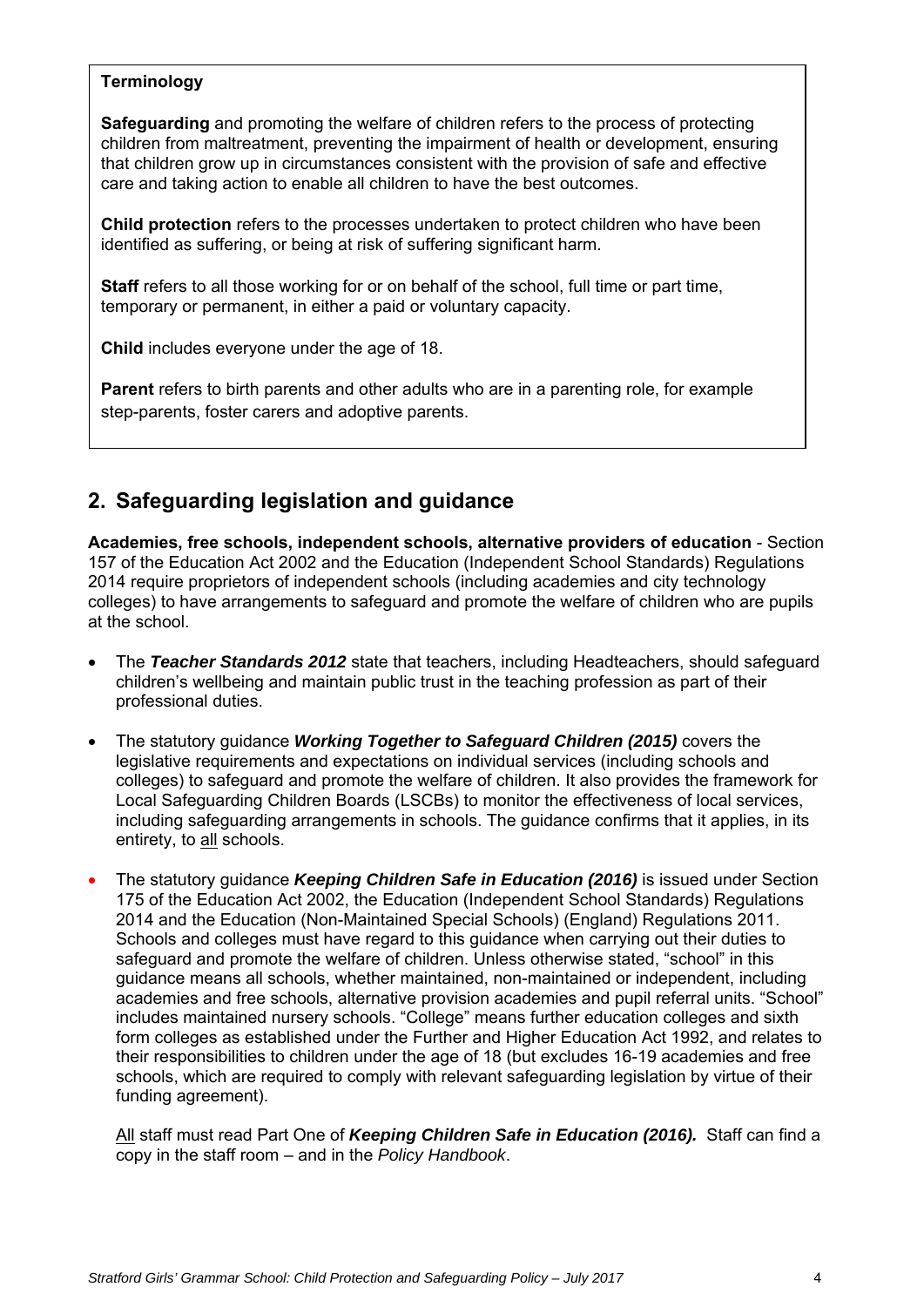**Terminology**

**Safeguarding** and promoting the welfare of children refers to the process of protecting children from maltreatment, preventing the impairment of health or development, ensuring that children grow up in circumstances consistent with the provision of safe and effective care and taking action to enable all children to have the best outcomes.

**Child protection** refers to the processes undertaken to protect children who have been identified as suffering, or being at risk of suffering significant harm.

**Staff** refers to all those working for or on behalf of the school, full time or part time, temporary or permanent, in either a paid or voluntary capacity.

**Child** includes everyone under the age of 18.

**Parent** refers to birth parents and other adults who are in a parenting role, for example step-parents, foster carers and adoptive parents.

## 2. Safeguarding legislation and guidance

**Academies, free schools, independent schools, alternative providers of education** - Section 157 of the Education Act 2002 and the Education (Independent School Standards) Regulations 2014 require proprietors of independent schools (including academies and city technology colleges) to have arrangements to safeguard and promote the welfare of children who are pupils at the school.

- The ***Teacher Standards 2012*** state that teachers, including Headteachers, should safeguard children's wellbeing and maintain public trust in the teaching profession as part of their professional duties.

- The statutory guidance ***Working Together to Safeguard Children (2015)*** covers the legislative requirements and expectations on individual services (including schools and colleges) to safeguard and promote the welfare of children. It also provides the framework for Local Safeguarding Children Boards (LSCBs) to monitor the effectiveness of local services, including safeguarding arrangements in schools. The guidance confirms that it applies, in its entirety, to all schools.

- The statutory guidance ***Keeping Children Safe in Education (2016)*** is issued under Section 175 of the Education Act 2002, the Education (Independent School Standards) Regulations 2014 and the Education (Non-Maintained Special Schools) (England) Regulations 2011. Schools and colleges must have regard to this guidance when carrying out their duties to safeguard and promote the welfare of children. Unless otherwise stated, "school" in this guidance means all schools, whether maintained, non-maintained or independent, including academies and free schools, alternative provision academies and pupil referral units. "School" includes maintained nursery schools. "College" means further education colleges and sixth form colleges as established under the Further and Higher Education Act 1992, and relates to their responsibilities to children under the age of 18 (but excludes 16-19 academies and free schools, which are required to comply with relevant safeguarding legislation by virtue of their funding agreement).

  All staff must read Part One of ***Keeping Children Safe in Education (2016).*** Staff can find a copy in the staff room – and in the *Policy Handbook*.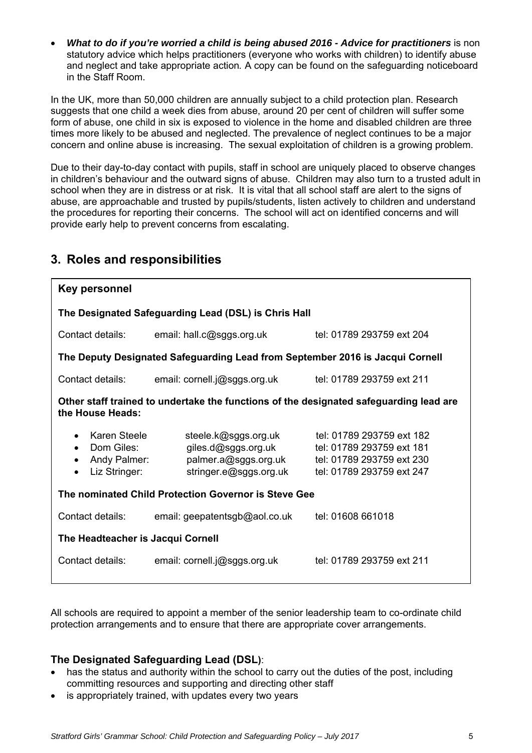- ***What to do if you're worried a child is being abused 2016 - Advice for practitioners*** is non statutory advice which helps practitioners (everyone who works with children) to identify abuse and neglect and take appropriate action*.* A copy can be found on the safeguarding noticeboard in the Staff Room.

In the UK, more than 50,000 children are annually subject to a child protection plan. Research suggests that one child a week dies from abuse, around 20 per cent of children will suffer some form of abuse, one child in six is exposed to violence in the home and disabled children are three times more likely to be abused and neglected. The prevalence of neglect continues to be a major concern and online abuse is increasing. The sexual exploitation of children is a growing problem.

Due to their day-to-day contact with pupils, staff in school are uniquely placed to observe changes in children's behaviour and the outward signs of abuse. Children may also turn to a trusted adult in school when they are in distress or at risk. It is vital that all school staff are alert to the signs of abuse, are approachable and trusted by pupils/students, listen actively to children and understand the procedures for reporting their concerns. The school will act on identified concerns and will provide early help to prevent concerns from escalating.

## 3. Roles and responsibilities

**Key personnel**

**The Designated Safeguarding Lead (DSL) is Chris Hall**

Contact details: email: hall.c@sggs.org.uk tel: 01789 293759 ext 204

**The Deputy Designated Safeguarding Lead from September 2016 is Jacqui Cornell**

Contact details: email: cornell.j@sggs.org.uk tel: 01789 293759 ext 211

**Other staff trained to undertake the functions of the designated safeguarding lead are the House Heads:**

- Karen Steele steele.k@sggs.org.uk tel: 01789 293759 ext 182
- Dom Giles: giles.d@sggs.org.uk tel: 01789 293759 ext 181
- Andy Palmer: palmer.a@sggs.org.uk tel: 01789 293759 ext 230
- Liz Stringer: stringer.e@sggs.org.uk tel: 01789 293759 ext 247

**The nominated Child Protection Governor is Steve Gee**

Contact details: email: geepatentsgb@aol.co.uk tel: 01608 661018

**The Headteacher is Jacqui Cornell**

Contact details: email: cornell.j@sggs.org.uk tel: 01789 293759 ext 211

All schools are required to appoint a member of the senior leadership team to co-ordinate child protection arrangements and to ensure that there are appropriate cover arrangements.

### The Designated Safeguarding Lead (DSL):

- has the status and authority within the school to carry out the duties of the post, including committing resources and supporting and directing other staff
- is appropriately trained, with updates every two years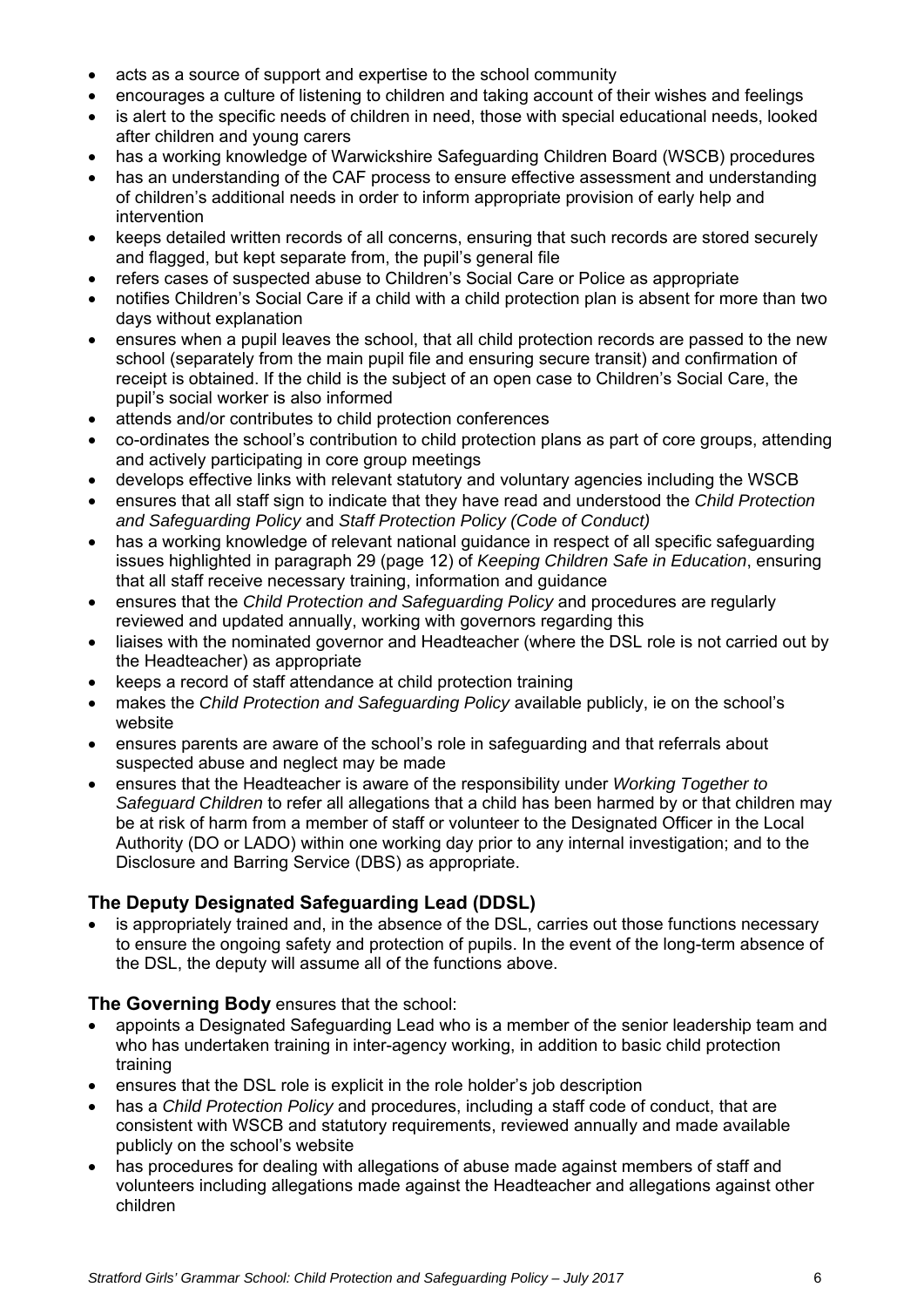- acts as a source of support and expertise to the school community
- encourages a culture of listening to children and taking account of their wishes and feelings
- is alert to the specific needs of children in need, those with special educational needs, looked after children and young carers
- has a working knowledge of Warwickshire Safeguarding Children Board (WSCB) procedures
- has an understanding of the CAF process to ensure effective assessment and understanding of children's additional needs in order to inform appropriate provision of early help and intervention
- keeps detailed written records of all concerns, ensuring that such records are stored securely and flagged, but kept separate from, the pupil's general file
- refers cases of suspected abuse to Children's Social Care or Police as appropriate
- notifies Children's Social Care if a child with a child protection plan is absent for more than two days without explanation
- ensures when a pupil leaves the school, that all child protection records are passed to the new school (separately from the main pupil file and ensuring secure transit) and confirmation of receipt is obtained. If the child is the subject of an open case to Children's Social Care, the pupil's social worker is also informed
- attends and/or contributes to child protection conferences
- co-ordinates the school's contribution to child protection plans as part of core groups, attending and actively participating in core group meetings
- develops effective links with relevant statutory and voluntary agencies including the WSCB
- ensures that all staff sign to indicate that they have read and understood the *Child Protection and Safeguarding Policy* and *Staff Protection Policy (Code of Conduct)*
- has a working knowledge of relevant national guidance in respect of all specific safeguarding issues highlighted in paragraph 29 (page 12) of *Keeping Children Safe in Education*, ensuring that all staff receive necessary training, information and guidance
- ensures that the *Child Protection and Safeguarding Policy* and procedures are regularly reviewed and updated annually, working with governors regarding this
- liaises with the nominated governor and Headteacher (where the DSL role is not carried out by the Headteacher) as appropriate
- keeps a record of staff attendance at child protection training
- makes the *Child Protection and Safeguarding Policy* available publicly, ie on the school's website
- ensures parents are aware of the school's role in safeguarding and that referrals about suspected abuse and neglect may be made
- ensures that the Headteacher is aware of the responsibility under *Working Together to Safeguard Children* to refer all allegations that a child has been harmed by or that children may be at risk of harm from a member of staff or volunteer to the Designated Officer in the Local Authority (DO or LADO) within one working day prior to any internal investigation; and to the Disclosure and Barring Service (DBS) as appropriate.

### The Deputy Designated Safeguarding Lead (DDSL)

- is appropriately trained and, in the absence of the DSL, carries out those functions necessary to ensure the ongoing safety and protection of pupils. In the event of the long-term absence of the DSL, the deputy will assume all of the functions above.

**The Governing Body** ensures that the school:

- appoints a Designated Safeguarding Lead who is a member of the senior leadership team and who has undertaken training in inter-agency working, in addition to basic child protection training
- ensures that the DSL role is explicit in the role holder's job description
- has a *Child Protection Policy* and procedures, including a staff code of conduct, that are consistent with WSCB and statutory requirements, reviewed annually and made available publicly on the school's website
- has procedures for dealing with allegations of abuse made against members of staff and volunteers including allegations made against the Headteacher and allegations against other children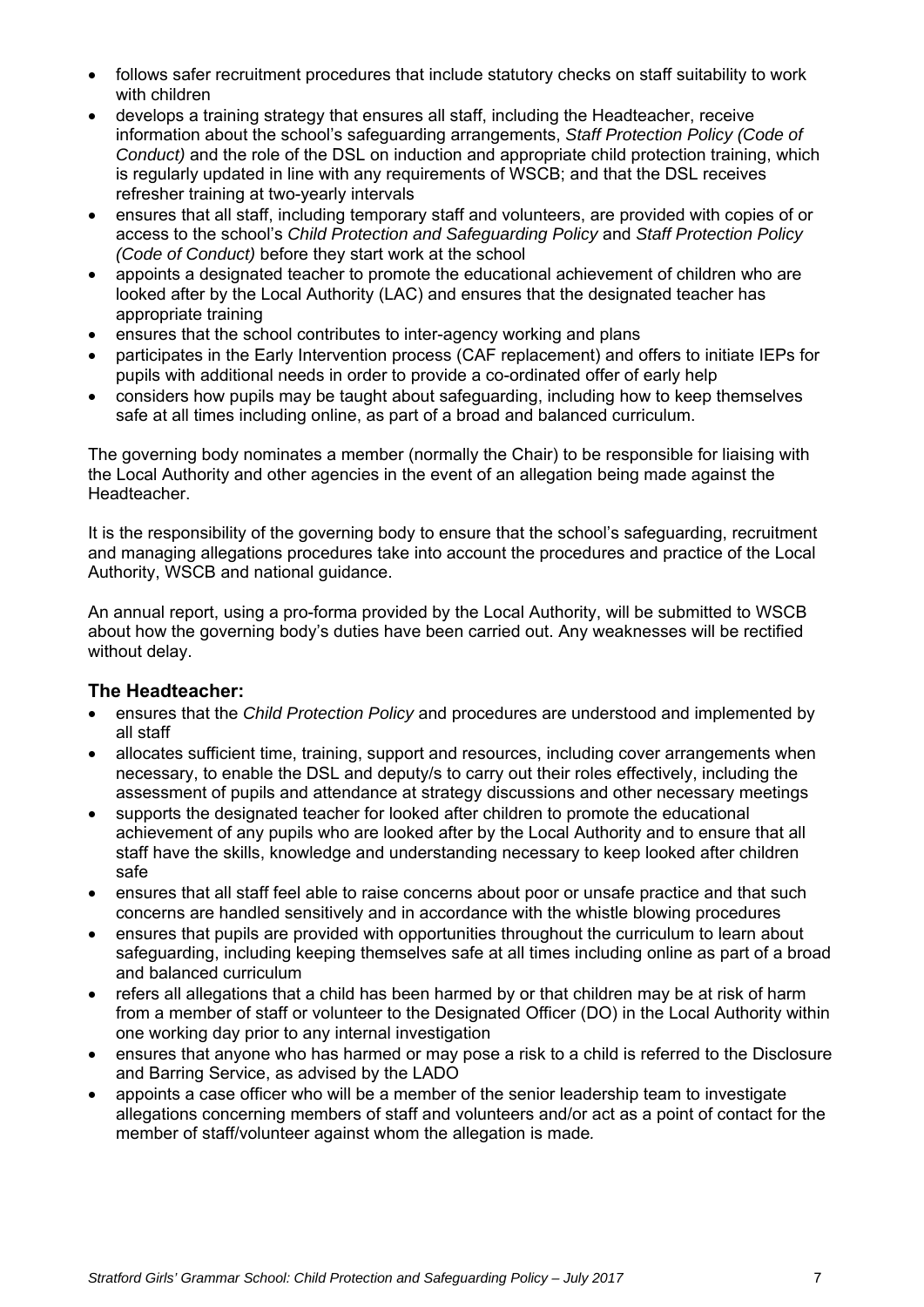- follows safer recruitment procedures that include statutory checks on staff suitability to work with children
- develops a training strategy that ensures all staff, including the Headteacher, receive information about the school's safeguarding arrangements, *Staff Protection Policy (Code of Conduct)* and the role of the DSL on induction and appropriate child protection training, which is regularly updated in line with any requirements of WSCB; and that the DSL receives refresher training at two-yearly intervals
- ensures that all staff, including temporary staff and volunteers, are provided with copies of or access to the school's *Child Protection and Safeguarding Policy* and *Staff Protection Policy (Code of Conduct)* before they start work at the school
- appoints a designated teacher to promote the educational achievement of children who are looked after by the Local Authority (LAC) and ensures that the designated teacher has appropriate training
- ensures that the school contributes to inter-agency working and plans
- participates in the Early Intervention process (CAF replacement) and offers to initiate IEPs for pupils with additional needs in order to provide a co-ordinated offer of early help
- considers how pupils may be taught about safeguarding, including how to keep themselves safe at all times including online, as part of a broad and balanced curriculum.

The governing body nominates a member (normally the Chair) to be responsible for liaising with the Local Authority and other agencies in the event of an allegation being made against the Headteacher.

It is the responsibility of the governing body to ensure that the school's safeguarding, recruitment and managing allegations procedures take into account the procedures and practice of the Local Authority, WSCB and national guidance.

An annual report, using a pro-forma provided by the Local Authority, will be submitted to WSCB about how the governing body's duties have been carried out. Any weaknesses will be rectified without delay.

### The Headteacher:

- ensures that the *Child Protection Policy* and procedures are understood and implemented by all staff
- allocates sufficient time, training, support and resources, including cover arrangements when necessary, to enable the DSL and deputy/s to carry out their roles effectively, including the assessment of pupils and attendance at strategy discussions and other necessary meetings
- supports the designated teacher for looked after children to promote the educational achievement of any pupils who are looked after by the Local Authority and to ensure that all staff have the skills, knowledge and understanding necessary to keep looked after children safe
- ensures that all staff feel able to raise concerns about poor or unsafe practice and that such concerns are handled sensitively and in accordance with the whistle blowing procedures
- ensures that pupils are provided with opportunities throughout the curriculum to learn about safeguarding, including keeping themselves safe at all times including online as part of a broad and balanced curriculum
- refers all allegations that a child has been harmed by or that children may be at risk of harm from a member of staff or volunteer to the Designated Officer (DO) in the Local Authority within one working day prior to any internal investigation
- ensures that anyone who has harmed or may pose a risk to a child is referred to the Disclosure and Barring Service, as advised by the LADO
- appoints a case officer who will be a member of the senior leadership team to investigate allegations concerning members of staff and volunteers and/or act as a point of contact for the member of staff/volunteer against whom the allegation is made.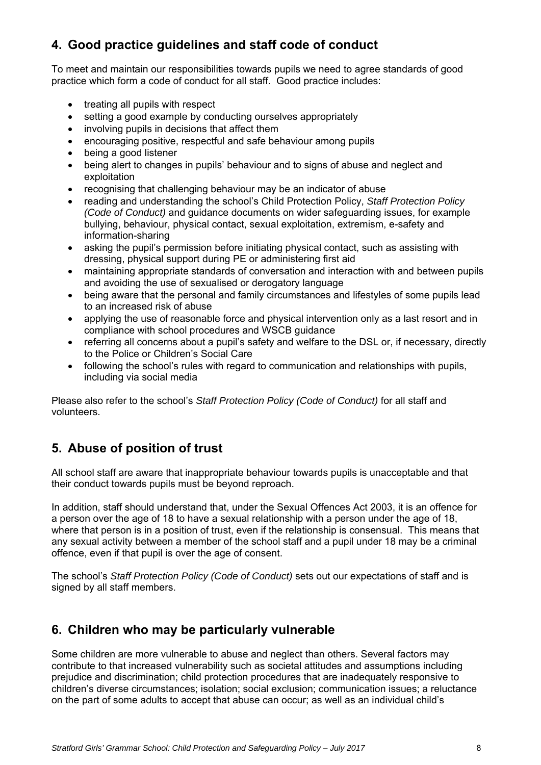## 4. Good practice guidelines and staff code of conduct

To meet and maintain our responsibilities towards pupils we need to agree standards of good practice which form a code of conduct for all staff. Good practice includes:

- treating all pupils with respect
- setting a good example by conducting ourselves appropriately
- involving pupils in decisions that affect them
- encouraging positive, respectful and safe behaviour among pupils
- being a good listener
- being alert to changes in pupils' behaviour and to signs of abuse and neglect and exploitation
- recognising that challenging behaviour may be an indicator of abuse
- reading and understanding the school's Child Protection Policy, *Staff Protection Policy (Code of Conduct)* and guidance documents on wider safeguarding issues, for example bullying, behaviour, physical contact, sexual exploitation, extremism, e-safety and information-sharing
- asking the pupil's permission before initiating physical contact, such as assisting with dressing, physical support during PE or administering first aid
- maintaining appropriate standards of conversation and interaction with and between pupils and avoiding the use of sexualised or derogatory language
- being aware that the personal and family circumstances and lifestyles of some pupils lead to an increased risk of abuse
- applying the use of reasonable force and physical intervention only as a last resort and in compliance with school procedures and WSCB guidance
- referring all concerns about a pupil's safety and welfare to the DSL or, if necessary, directly to the Police or Children's Social Care
- following the school's rules with regard to communication and relationships with pupils, including via social media

Please also refer to the school's *Staff Protection Policy (Code of Conduct)* for all staff and volunteers.

## 5. Abuse of position of trust

All school staff are aware that inappropriate behaviour towards pupils is unacceptable and that their conduct towards pupils must be beyond reproach.

In addition, staff should understand that, under the Sexual Offences Act 2003, it is an offence for a person over the age of 18 to have a sexual relationship with a person under the age of 18, where that person is in a position of trust, even if the relationship is consensual. This means that any sexual activity between a member of the school staff and a pupil under 18 may be a criminal offence, even if that pupil is over the age of consent.

The school's *Staff Protection Policy (Code of Conduct)* sets out our expectations of staff and is signed by all staff members.

## 6. Children who may be particularly vulnerable

Some children are more vulnerable to abuse and neglect than others. Several factors may contribute to that increased vulnerability such as societal attitudes and assumptions including prejudice and discrimination; child protection procedures that are inadequately responsive to children's diverse circumstances; isolation; social exclusion; communication issues; a reluctance on the part of some adults to accept that abuse can occur; as well as an individual child's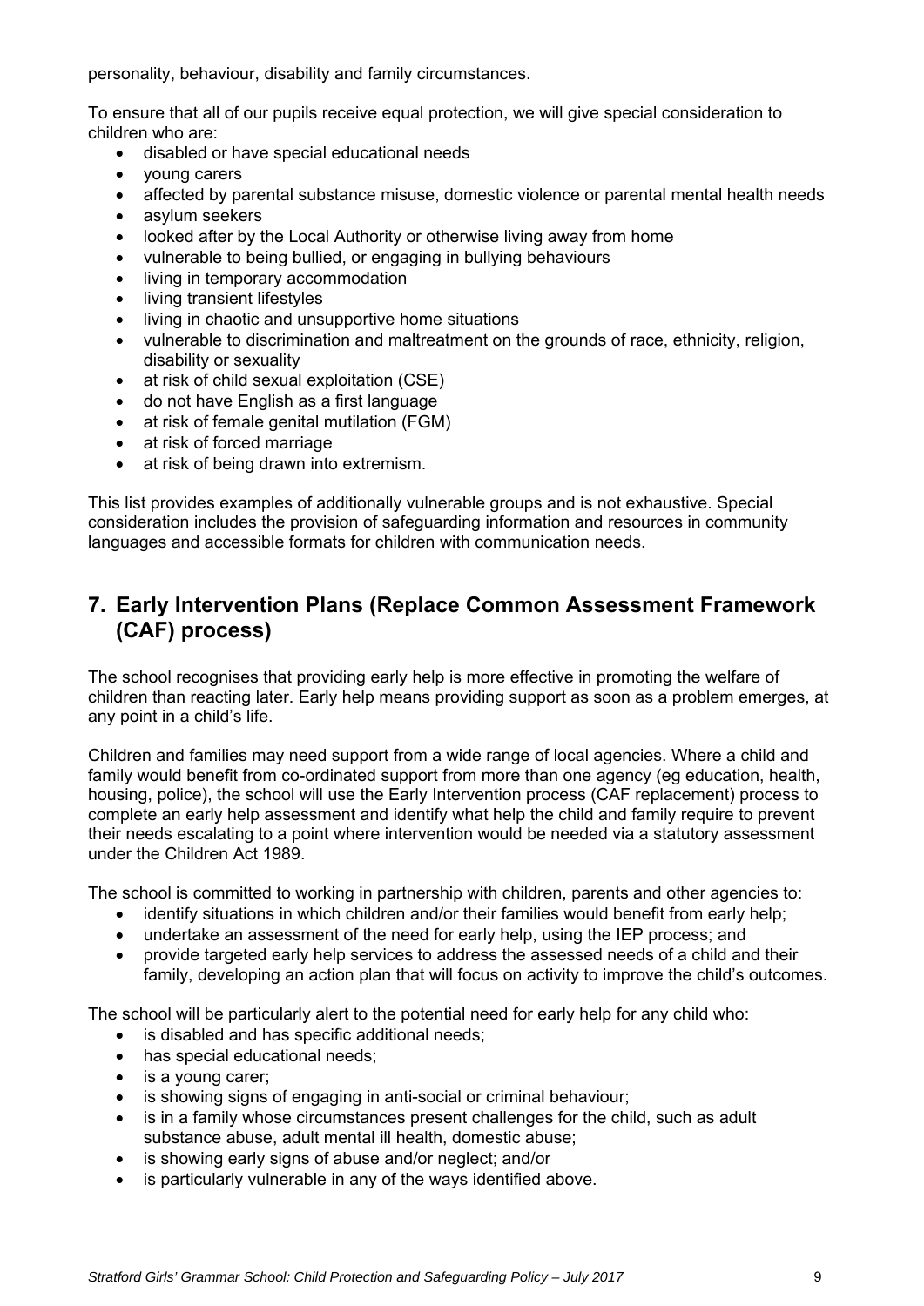personality, behaviour, disability and family circumstances.

To ensure that all of our pupils receive equal protection, we will give special consideration to children who are:

- disabled or have special educational needs
- young carers
- affected by parental substance misuse, domestic violence or parental mental health needs
- asylum seekers
- looked after by the Local Authority or otherwise living away from home
- vulnerable to being bullied, or engaging in bullying behaviours
- living in temporary accommodation
- living transient lifestyles
- living in chaotic and unsupportive home situations
- vulnerable to discrimination and maltreatment on the grounds of race, ethnicity, religion, disability or sexuality
- at risk of child sexual exploitation (CSE)
- do not have English as a first language
- at risk of female genital mutilation (FGM)
- at risk of forced marriage
- at risk of being drawn into extremism.

This list provides examples of additionally vulnerable groups and is not exhaustive. Special consideration includes the provision of safeguarding information and resources in community languages and accessible formats for children with communication needs.

## 7. Early Intervention Plans (Replace Common Assessment Framework (CAF) process)

The school recognises that providing early help is more effective in promoting the welfare of children than reacting later. Early help means providing support as soon as a problem emerges, at any point in a child's life.

Children and families may need support from a wide range of local agencies. Where a child and family would benefit from co-ordinated support from more than one agency (eg education, health, housing, police), the school will use the Early Intervention process (CAF replacement) process to complete an early help assessment and identify what help the child and family require to prevent their needs escalating to a point where intervention would be needed via a statutory assessment under the Children Act 1989.

The school is committed to working in partnership with children, parents and other agencies to:

- identify situations in which children and/or their families would benefit from early help;
- undertake an assessment of the need for early help, using the IEP process; and
- provide targeted early help services to address the assessed needs of a child and their family, developing an action plan that will focus on activity to improve the child's outcomes.

The school will be particularly alert to the potential need for early help for any child who:

- is disabled and has specific additional needs;
- has special educational needs;
- is a young carer;
- is showing signs of engaging in anti-social or criminal behaviour;
- is in a family whose circumstances present challenges for the child, such as adult substance abuse, adult mental ill health, domestic abuse;
- is showing early signs of abuse and/or neglect; and/or
- is particularly vulnerable in any of the ways identified above.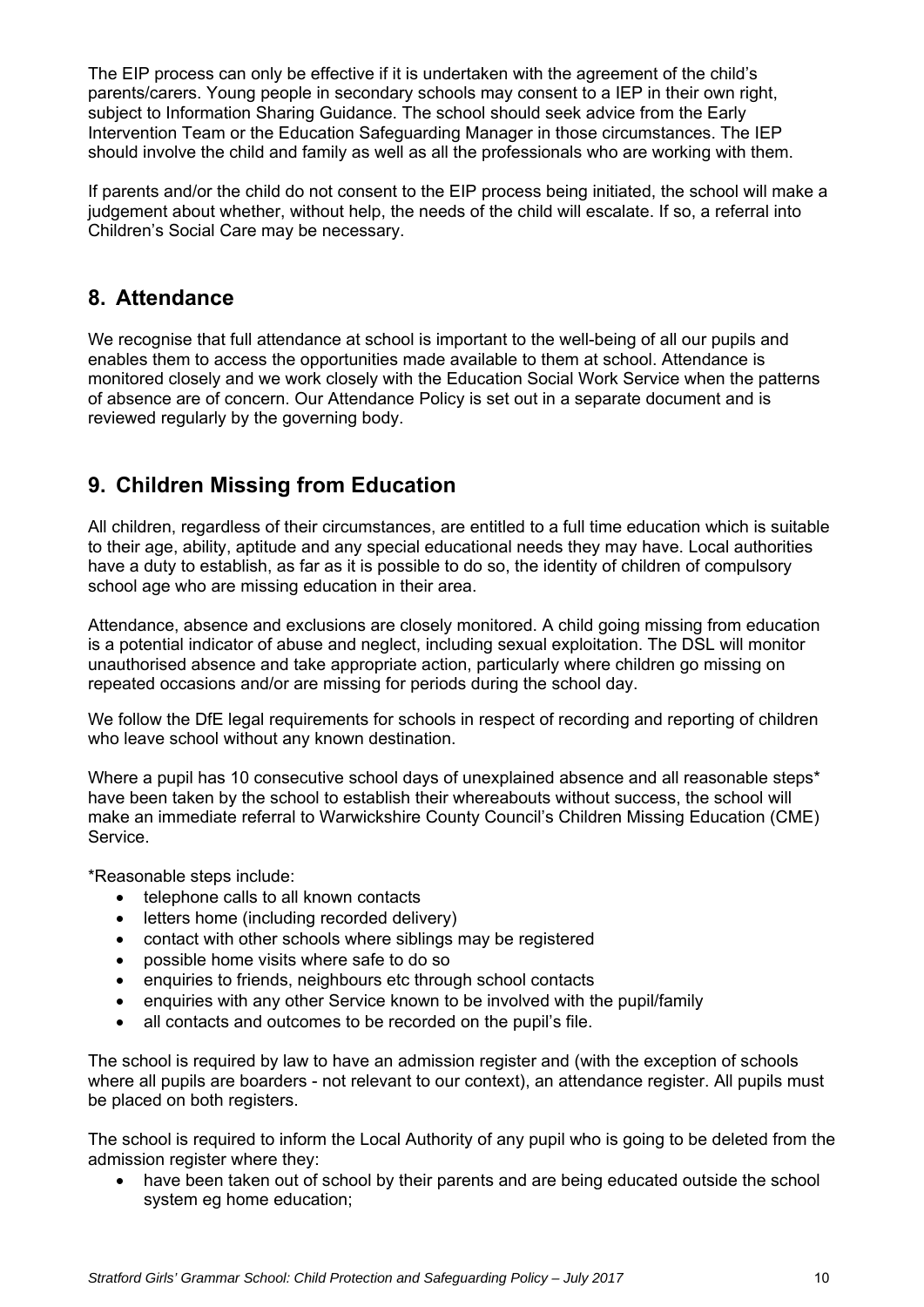The EIP process can only be effective if it is undertaken with the agreement of the child's parents/carers. Young people in secondary schools may consent to a IEP in their own right, subject to Information Sharing Guidance. The school should seek advice from the Early Intervention Team or the Education Safeguarding Manager in those circumstances. The IEP should involve the child and family as well as all the professionals who are working with them.

If parents and/or the child do not consent to the EIP process being initiated, the school will make a judgement about whether, without help, the needs of the child will escalate. If so, a referral into Children's Social Care may be necessary.

## 8. Attendance

We recognise that full attendance at school is important to the well-being of all our pupils and enables them to access the opportunities made available to them at school. Attendance is monitored closely and we work closely with the Education Social Work Service when the patterns of absence are of concern. Our Attendance Policy is set out in a separate document and is reviewed regularly by the governing body.

## 9. Children Missing from Education

All children, regardless of their circumstances, are entitled to a full time education which is suitable to their age, ability, aptitude and any special educational needs they may have. Local authorities have a duty to establish, as far as it is possible to do so, the identity of children of compulsory school age who are missing education in their area.

Attendance, absence and exclusions are closely monitored. A child going missing from education is a potential indicator of abuse and neglect, including sexual exploitation. The DSL will monitor unauthorised absence and take appropriate action, particularly where children go missing on repeated occasions and/or are missing for periods during the school day.

We follow the DfE legal requirements for schools in respect of recording and reporting of children who leave school without any known destination.

Where a pupil has 10 consecutive school days of unexplained absence and all reasonable steps* have been taken by the school to establish their whereabouts without success, the school will make an immediate referral to Warwickshire County Council's Children Missing Education (CME) Service.

*Reasonable steps include:

- telephone calls to all known contacts
- letters home (including recorded delivery)
- contact with other schools where siblings may be registered
- possible home visits where safe to do so
- enquiries to friends, neighbours etc through school contacts
- enquiries with any other Service known to be involved with the pupil/family
- all contacts and outcomes to be recorded on the pupil's file.

The school is required by law to have an admission register and (with the exception of schools where all pupils are boarders - not relevant to our context), an attendance register. All pupils must be placed on both registers.

The school is required to inform the Local Authority of any pupil who is going to be deleted from the admission register where they:

- have been taken out of school by their parents and are being educated outside the school system eg home education;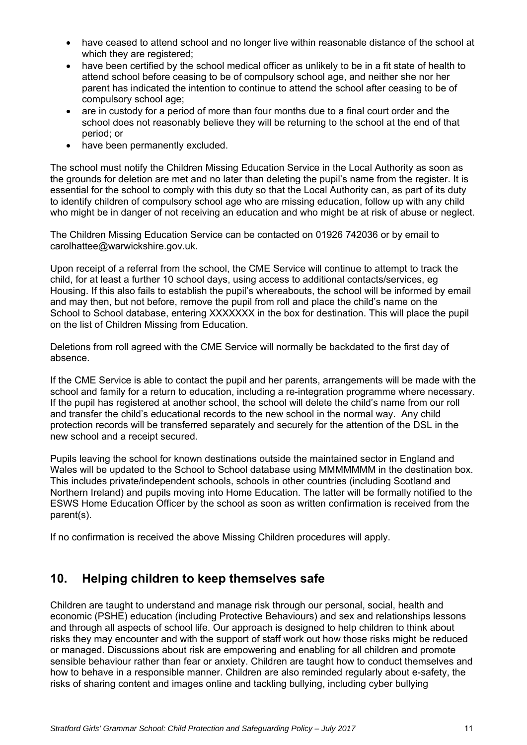- have ceased to attend school and no longer live within reasonable distance of the school at which they are registered;
- have been certified by the school medical officer as unlikely to be in a fit state of health to attend school before ceasing to be of compulsory school age, and neither she nor her parent has indicated the intention to continue to attend the school after ceasing to be of compulsory school age;
- are in custody for a period of more than four months due to a final court order and the school does not reasonably believe they will be returning to the school at the end of that period; or
- have been permanently excluded.

The school must notify the Children Missing Education Service in the Local Authority as soon as the grounds for deletion are met and no later than deleting the pupil's name from the register. It is essential for the school to comply with this duty so that the Local Authority can, as part of its duty to identify children of compulsory school age who are missing education, follow up with any child who might be in danger of not receiving an education and who might be at risk of abuse or neglect.

The Children Missing Education Service can be contacted on 01926 742036 or by email to carolhattee@warwickshire.gov.uk.

Upon receipt of a referral from the school, the CME Service will continue to attempt to track the child, for at least a further 10 school days, using access to additional contacts/services, eg Housing. If this also fails to establish the pupil's whereabouts, the school will be informed by email and may then, but not before, remove the pupil from roll and place the child's name on the School to School database, entering XXXXXXX in the box for destination. This will place the pupil on the list of Children Missing from Education.

Deletions from roll agreed with the CME Service will normally be backdated to the first day of absence.

If the CME Service is able to contact the pupil and her parents, arrangements will be made with the school and family for a return to education, including a re-integration programme where necessary. If the pupil has registered at another school, the school will delete the child's name from our roll and transfer the child's educational records to the new school in the normal way. Any child protection records will be transferred separately and securely for the attention of the DSL in the new school and a receipt secured.

Pupils leaving the school for known destinations outside the maintained sector in England and Wales will be updated to the School to School database using MMMMMMM in the destination box. This includes private/independent schools, schools in other countries (including Scotland and Northern Ireland) and pupils moving into Home Education. The latter will be formally notified to the ESWS Home Education Officer by the school as soon as written confirmation is received from the parent(s).

If no confirmation is received the above Missing Children procedures will apply.

## 10. Helping children to keep themselves safe

Children are taught to understand and manage risk through our personal, social, health and economic (PSHE) education (including Protective Behaviours) and sex and relationships lessons and through all aspects of school life. Our approach is designed to help children to think about risks they may encounter and with the support of staff work out how those risks might be reduced or managed. Discussions about risk are empowering and enabling for all children and promote sensible behaviour rather than fear or anxiety. Children are taught how to conduct themselves and how to behave in a responsible manner. Children are also reminded regularly about e-safety, the risks of sharing content and images online and tackling bullying, including cyber bullying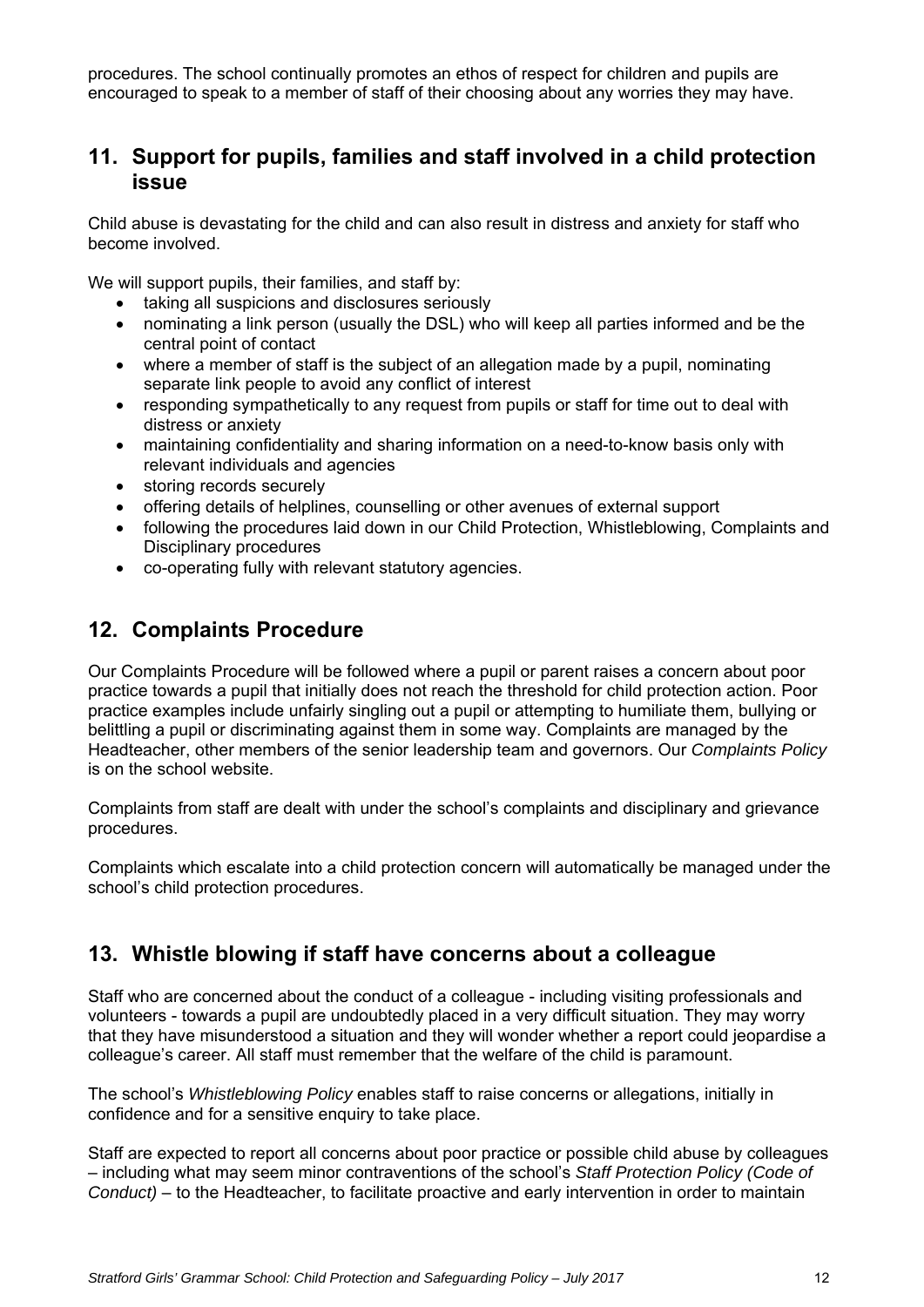procedures. The school continually promotes an ethos of respect for children and pupils are encouraged to speak to a member of staff of their choosing about any worries they may have.

## 11. Support for pupils, families and staff involved in a child protection issue

Child abuse is devastating for the child and can also result in distress and anxiety for staff who become involved.

We will support pupils, their families, and staff by:

- taking all suspicions and disclosures seriously
- nominating a link person (usually the DSL) who will keep all parties informed and be the central point of contact
- where a member of staff is the subject of an allegation made by a pupil, nominating separate link people to avoid any conflict of interest
- responding sympathetically to any request from pupils or staff for time out to deal with distress or anxiety
- maintaining confidentiality and sharing information on a need-to-know basis only with relevant individuals and agencies
- storing records securely
- offering details of helplines, counselling or other avenues of external support
- following the procedures laid down in our Child Protection, Whistleblowing, Complaints and Disciplinary procedures
- co-operating fully with relevant statutory agencies.

## 12. Complaints Procedure

Our Complaints Procedure will be followed where a pupil or parent raises a concern about poor practice towards a pupil that initially does not reach the threshold for child protection action. Poor practice examples include unfairly singling out a pupil or attempting to humiliate them, bullying or belittling a pupil or discriminating against them in some way. Complaints are managed by the Headteacher, other members of the senior leadership team and governors. Our *Complaints Policy* is on the school website.

Complaints from staff are dealt with under the school's complaints and disciplinary and grievance procedures.

Complaints which escalate into a child protection concern will automatically be managed under the school's child protection procedures.

## 13. Whistle blowing if staff have concerns about a colleague

Staff who are concerned about the conduct of a colleague - including visiting professionals and volunteers - towards a pupil are undoubtedly placed in a very difficult situation. They may worry that they have misunderstood a situation and they will wonder whether a report could jeopardise a colleague's career. All staff must remember that the welfare of the child is paramount.

The school's *Whistleblowing Policy* enables staff to raise concerns or allegations, initially in confidence and for a sensitive enquiry to take place.

Staff are expected to report all concerns about poor practice or possible child abuse by colleagues – including what may seem minor contraventions of the school's *Staff Protection Policy (Code of Conduct)* – to the Headteacher, to facilitate proactive and early intervention in order to maintain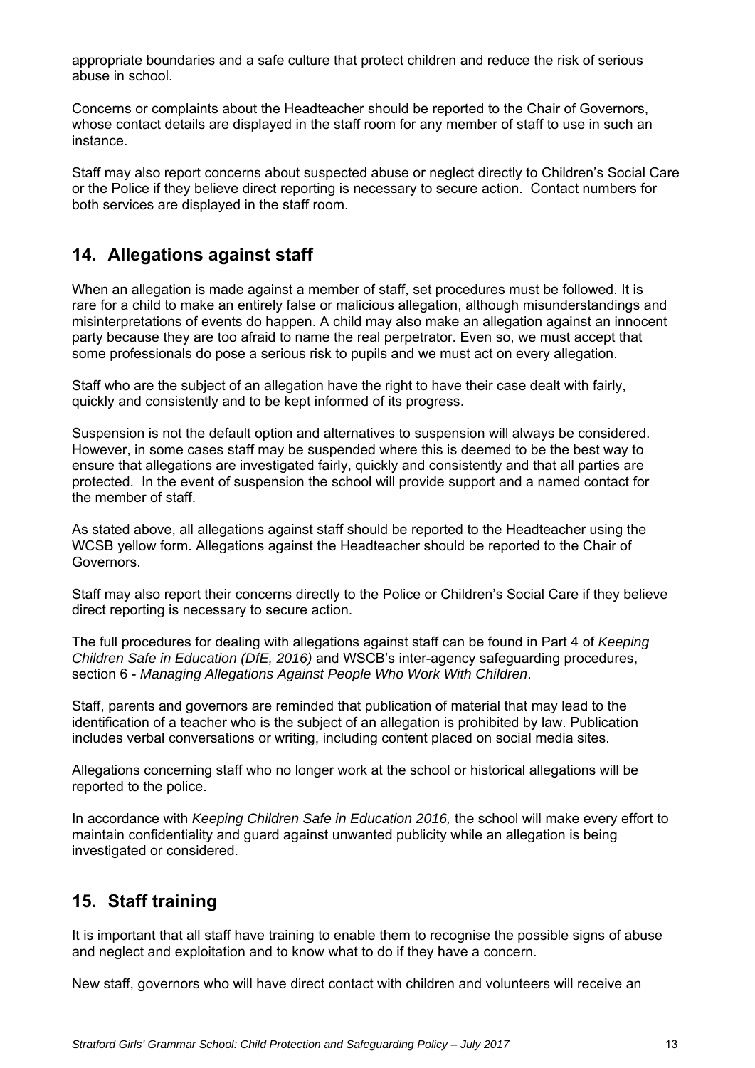appropriate boundaries and a safe culture that protect children and reduce the risk of serious abuse in school.

Concerns or complaints about the Headteacher should be reported to the Chair of Governors, whose contact details are displayed in the staff room for any member of staff to use in such an instance.

Staff may also report concerns about suspected abuse or neglect directly to Children's Social Care or the Police if they believe direct reporting is necessary to secure action. Contact numbers for both services are displayed in the staff room.

## 14. Allegations against staff

When an allegation is made against a member of staff, set procedures must be followed. It is rare for a child to make an entirely false or malicious allegation, although misunderstandings and misinterpretations of events do happen. A child may also make an allegation against an innocent party because they are too afraid to name the real perpetrator. Even so, we must accept that some professionals do pose a serious risk to pupils and we must act on every allegation.

Staff who are the subject of an allegation have the right to have their case dealt with fairly, quickly and consistently and to be kept informed of its progress.

Suspension is not the default option and alternatives to suspension will always be considered. However, in some cases staff may be suspended where this is deemed to be the best way to ensure that allegations are investigated fairly, quickly and consistently and that all parties are protected. In the event of suspension the school will provide support and a named contact for the member of staff.

As stated above, all allegations against staff should be reported to the Headteacher using the WCSB yellow form. Allegations against the Headteacher should be reported to the Chair of Governors.

Staff may also report their concerns directly to the Police or Children's Social Care if they believe direct reporting is necessary to secure action.

The full procedures for dealing with allegations against staff can be found in Part 4 of *Keeping Children Safe in Education (DfE, 2016)* and WSCB's inter-agency safeguarding procedures, section 6 - *Managing Allegations Against People Who Work With Children*.

Staff, parents and governors are reminded that publication of material that may lead to the identification of a teacher who is the subject of an allegation is prohibited by law. Publication includes verbal conversations or writing, including content placed on social media sites.

Allegations concerning staff who no longer work at the school or historical allegations will be reported to the police.

In accordance with *Keeping Children Safe in Education 2016,* the school will make every effort to maintain confidentiality and guard against unwanted publicity while an allegation is being investigated or considered.

## 15. Staff training

It is important that all staff have training to enable them to recognise the possible signs of abuse and neglect and exploitation and to know what to do if they have a concern.

New staff, governors who will have direct contact with children and volunteers will receive an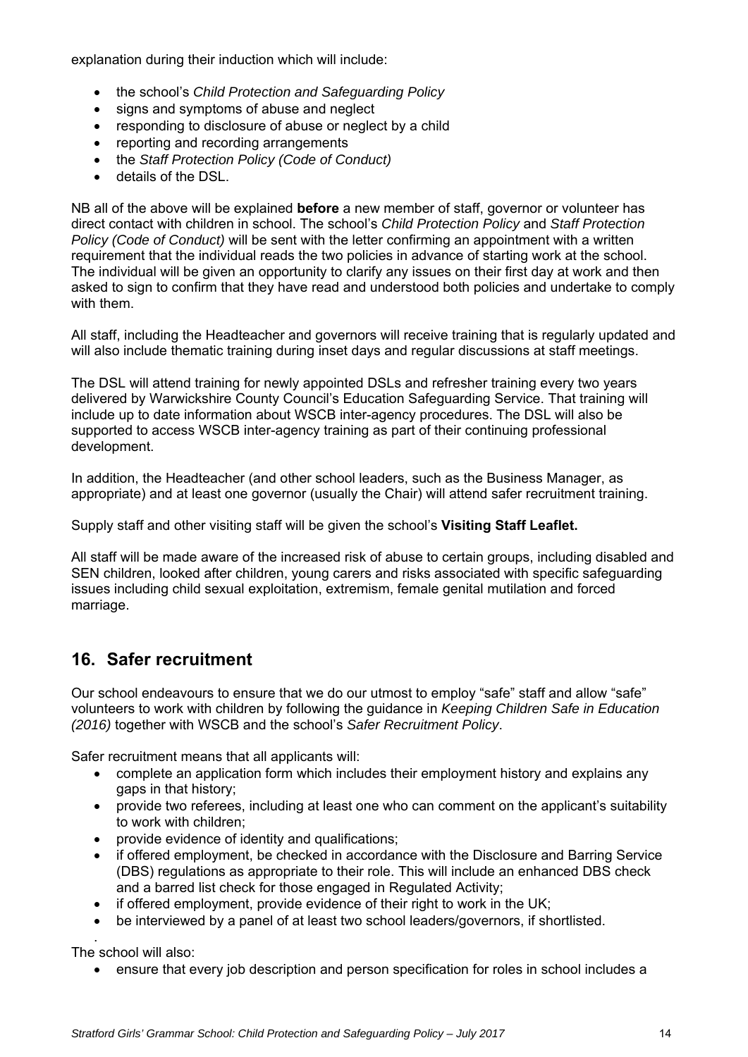explanation during their induction which will include:

- the school's *Child Protection and Safeguarding Policy*
- signs and symptoms of abuse and neglect
- responding to disclosure of abuse or neglect by a child
- reporting and recording arrangements
- the *Staff Protection Policy (Code of Conduct)*
- details of the DSL.

NB all of the above will be explained **before** a new member of staff, governor or volunteer has direct contact with children in school. The school's *Child Protection Policy* and *Staff Protection Policy (Code of Conduct)* will be sent with the letter confirming an appointment with a written requirement that the individual reads the two policies in advance of starting work at the school. The individual will be given an opportunity to clarify any issues on their first day at work and then asked to sign to confirm that they have read and understood both policies and undertake to comply with them.

All staff, including the Headteacher and governors will receive training that is regularly updated and will also include thematic training during inset days and regular discussions at staff meetings.

The DSL will attend training for newly appointed DSLs and refresher training every two years delivered by Warwickshire County Council's Education Safeguarding Service. That training will include up to date information about WSCB inter-agency procedures. The DSL will also be supported to access WSCB inter-agency training as part of their continuing professional development.

In addition, the Headteacher (and other school leaders, such as the Business Manager, as appropriate) and at least one governor (usually the Chair) will attend safer recruitment training.

Supply staff and other visiting staff will be given the school's **Visiting Staff Leaflet.**

All staff will be made aware of the increased risk of abuse to certain groups, including disabled and SEN children, looked after children, young carers and risks associated with specific safeguarding issues including child sexual exploitation, extremism, female genital mutilation and forced marriage.

## 16. Safer recruitment

Our school endeavours to ensure that we do our utmost to employ "safe" staff and allow "safe" volunteers to work with children by following the guidance in *Keeping Children Safe in Education (2016)* together with WSCB and the school's *Safer Recruitment Policy*.

Safer recruitment means that all applicants will:

- complete an application form which includes their employment history and explains any gaps in that history;
- provide two referees, including at least one who can comment on the applicant's suitability to work with children;
- provide evidence of identity and qualifications;
- if offered employment, be checked in accordance with the Disclosure and Barring Service (DBS) regulations as appropriate to their role. This will include an enhanced DBS check and a barred list check for those engaged in Regulated Activity;
- if offered employment, provide evidence of their right to work in the UK;
- be interviewed by a panel of at least two school leaders/governors, if shortlisted.

The school will also:

- ensure that every job description and person specification for roles in school includes a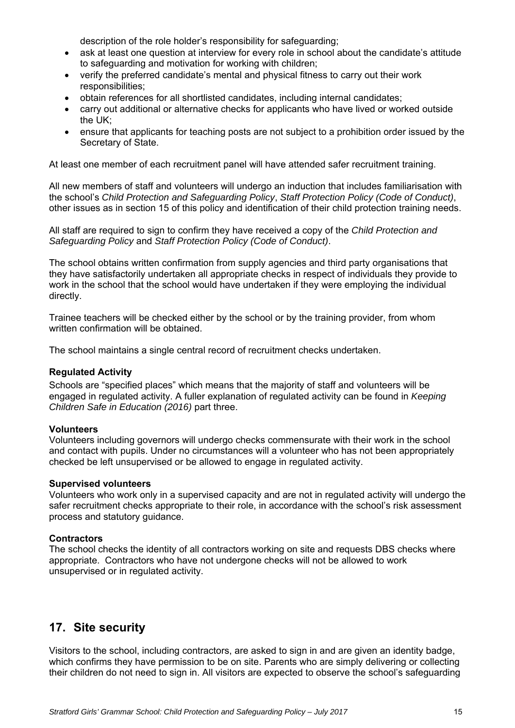description of the role holder's responsibility for safeguarding;

- ask at least one question at interview for every role in school about the candidate's attitude to safeguarding and motivation for working with children;
- verify the preferred candidate's mental and physical fitness to carry out their work responsibilities;
- obtain references for all shortlisted candidates, including internal candidates;
- carry out additional or alternative checks for applicants who have lived or worked outside the UK;
- ensure that applicants for teaching posts are not subject to a prohibition order issued by the Secretary of State.

At least one member of each recruitment panel will have attended safer recruitment training.

All new members of staff and volunteers will undergo an induction that includes familiarisation with the school's *Child Protection and Safeguarding Policy*, *Staff Protection Policy (Code of Conduct)*, other issues as in section 15 of this policy and identification of their child protection training needs.

All staff are required to sign to confirm they have received a copy of the *Child Protection and Safeguarding Policy* and *Staff Protection Policy (Code of Conduct)*.

The school obtains written confirmation from supply agencies and third party organisations that they have satisfactorily undertaken all appropriate checks in respect of individuals they provide to work in the school that the school would have undertaken if they were employing the individual directly.

Trainee teachers will be checked either by the school or by the training provider, from whom written confirmation will be obtained.

The school maintains a single central record of recruitment checks undertaken.

**Regulated Activity**

Schools are "specified places" which means that the majority of staff and volunteers will be engaged in regulated activity. A fuller explanation of regulated activity can be found in *Keeping Children Safe in Education (2016)* part three.

**Volunteers**

Volunteers including governors will undergo checks commensurate with their work in the school and contact with pupils. Under no circumstances will a volunteer who has not been appropriately checked be left unsupervised or be allowed to engage in regulated activity.

**Supervised volunteers**

Volunteers who work only in a supervised capacity and are not in regulated activity will undergo the safer recruitment checks appropriate to their role, in accordance with the school's risk assessment process and statutory guidance.

**Contractors**

The school checks the identity of all contractors working on site and requests DBS checks where appropriate. Contractors who have not undergone checks will not be allowed to work unsupervised or in regulated activity.

## 17. Site security

Visitors to the school, including contractors, are asked to sign in and are given an identity badge, which confirms they have permission to be on site. Parents who are simply delivering or collecting their children do not need to sign in. All visitors are expected to observe the school's safeguarding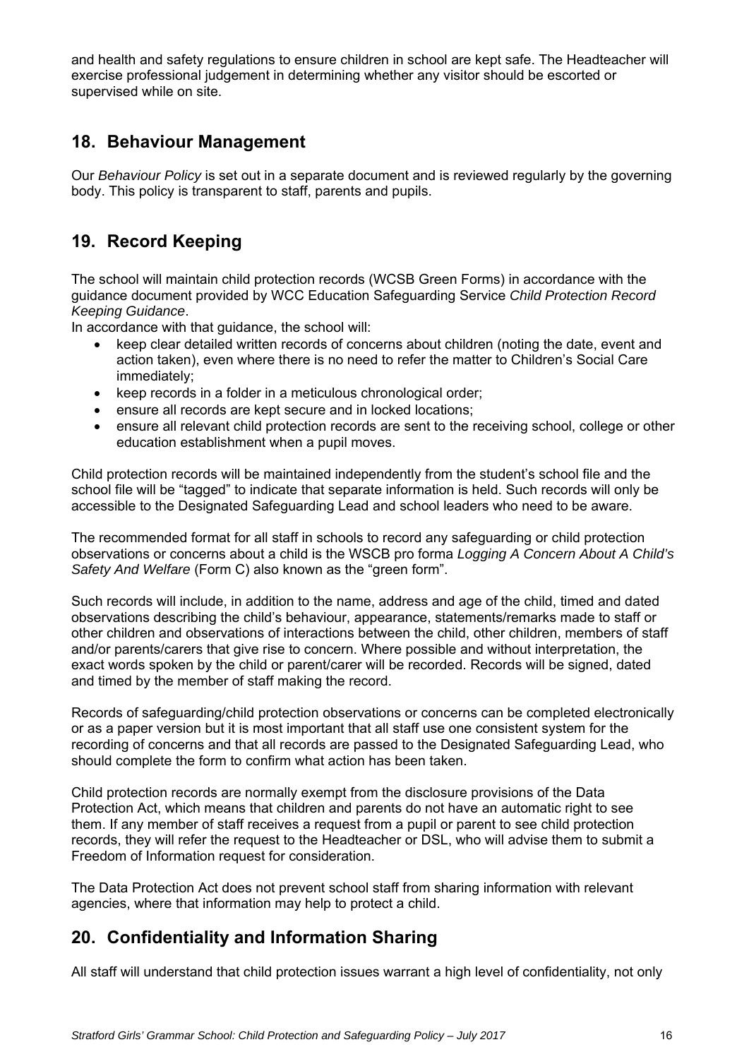and health and safety regulations to ensure children in school are kept safe. The Headteacher will exercise professional judgement in determining whether any visitor should be escorted or supervised while on site.

## 18. Behaviour Management

Our *Behaviour Policy* is set out in a separate document and is reviewed regularly by the governing body. This policy is transparent to staff, parents and pupils.

## 19. Record Keeping

The school will maintain child protection records (WCSB Green Forms) in accordance with the guidance document provided by WCC Education Safeguarding Service *Child Protection Record Keeping Guidance*.

In accordance with that guidance, the school will:

- keep clear detailed written records of concerns about children (noting the date, event and action taken), even where there is no need to refer the matter to Children's Social Care immediately;
- keep records in a folder in a meticulous chronological order;
- ensure all records are kept secure and in locked locations;
- ensure all relevant child protection records are sent to the receiving school, college or other education establishment when a pupil moves.

Child protection records will be maintained independently from the student's school file and the school file will be "tagged" to indicate that separate information is held. Such records will only be accessible to the Designated Safeguarding Lead and school leaders who need to be aware.

The recommended format for all staff in schools to record any safeguarding or child protection observations or concerns about a child is the WSCB pro forma *Logging A Concern About A Child's Safety And Welfare* (Form C) also known as the "green form".

Such records will include, in addition to the name, address and age of the child, timed and dated observations describing the child's behaviour, appearance, statements/remarks made to staff or other children and observations of interactions between the child, other children, members of staff and/or parents/carers that give rise to concern. Where possible and without interpretation, the exact words spoken by the child or parent/carer will be recorded. Records will be signed, dated and timed by the member of staff making the record.

Records of safeguarding/child protection observations or concerns can be completed electronically or as a paper version but it is most important that all staff use one consistent system for the recording of concerns and that all records are passed to the Designated Safeguarding Lead, who should complete the form to confirm what action has been taken.

Child protection records are normally exempt from the disclosure provisions of the Data Protection Act, which means that children and parents do not have an automatic right to see them. If any member of staff receives a request from a pupil or parent to see child protection records, they will refer the request to the Headteacher or DSL, who will advise them to submit a Freedom of Information request for consideration.

The Data Protection Act does not prevent school staff from sharing information with relevant agencies, where that information may help to protect a child.

## 20. Confidentiality and Information Sharing

All staff will understand that child protection issues warrant a high level of confidentiality, not only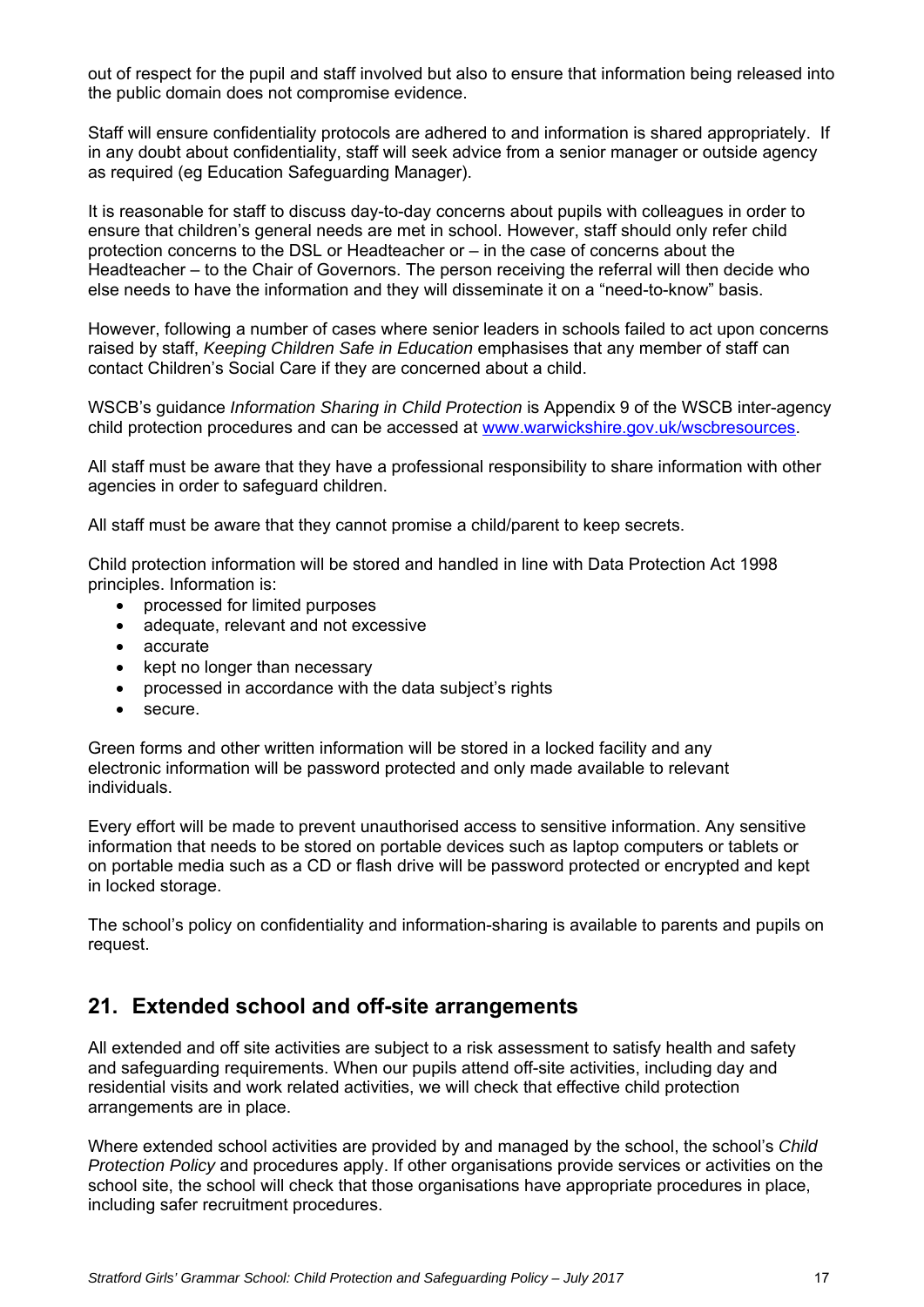out of respect for the pupil and staff involved but also to ensure that information being released into the public domain does not compromise evidence.

Staff will ensure confidentiality protocols are adhered to and information is shared appropriately. If in any doubt about confidentiality, staff will seek advice from a senior manager or outside agency as required (eg Education Safeguarding Manager).

It is reasonable for staff to discuss day-to-day concerns about pupils with colleagues in order to ensure that children's general needs are met in school. However, staff should only refer child protection concerns to the DSL or Headteacher or – in the case of concerns about the Headteacher – to the Chair of Governors. The person receiving the referral will then decide who else needs to have the information and they will disseminate it on a "need-to-know" basis.

However, following a number of cases where senior leaders in schools failed to act upon concerns raised by staff, *Keeping Children Safe in Education* emphasises that any member of staff can contact Children's Social Care if they are concerned about a child.

WSCB's guidance *Information Sharing in Child Protection* is Appendix 9 of the WSCB inter-agency child protection procedures and can be accessed at [www.warwickshire.gov.uk/wscbresources](http://www.warwickshire.gov.uk/wscbresources).

All staff must be aware that they have a professional responsibility to share information with other agencies in order to safeguard children.

All staff must be aware that they cannot promise a child/parent to keep secrets.

Child protection information will be stored and handled in line with Data Protection Act 1998 principles. Information is:

- processed for limited purposes
- adequate, relevant and not excessive
- accurate
- kept no longer than necessary
- processed in accordance with the data subject's rights
- secure.

Green forms and other written information will be stored in a locked facility and any electronic information will be password protected and only made available to relevant individuals.

Every effort will be made to prevent unauthorised access to sensitive information. Any sensitive information that needs to be stored on portable devices such as laptop computers or tablets or on portable media such as a CD or flash drive will be password protected or encrypted and kept in locked storage.

The school's policy on confidentiality and information-sharing is available to parents and pupils on request.

## 21. Extended school and off-site arrangements

All extended and off site activities are subject to a risk assessment to satisfy health and safety and safeguarding requirements. When our pupils attend off-site activities, including day and residential visits and work related activities, we will check that effective child protection arrangements are in place.

Where extended school activities are provided by and managed by the school, the school's *Child Protection Policy* and procedures apply. If other organisations provide services or activities on the school site, the school will check that those organisations have appropriate procedures in place, including safer recruitment procedures.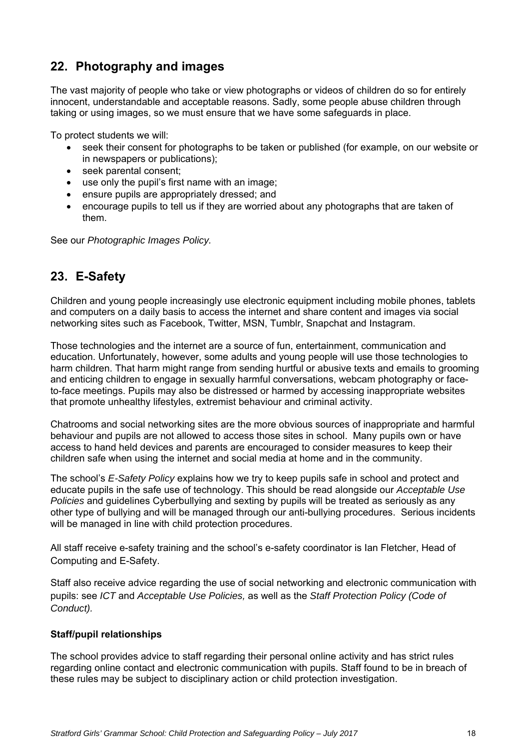## 22. Photography and images

The vast majority of people who take or view photographs or videos of children do so for entirely innocent, understandable and acceptable reasons. Sadly, some people abuse children through taking or using images, so we must ensure that we have some safeguards in place.

To protect students we will:

- seek their consent for photographs to be taken or published (for example, on our website or in newspapers or publications);
- seek parental consent;
- use only the pupil's first name with an image;
- ensure pupils are appropriately dressed; and
- encourage pupils to tell us if they are worried about any photographs that are taken of them.

See our *Photographic Images Policy.*

## 23. E-Safety

Children and young people increasingly use electronic equipment including mobile phones, tablets and computers on a daily basis to access the internet and share content and images via social networking sites such as Facebook, Twitter, MSN, Tumblr, Snapchat and Instagram.

Those technologies and the internet are a source of fun, entertainment, communication and education. Unfortunately, however, some adults and young people will use those technologies to harm children. That harm might range from sending hurtful or abusive texts and emails to grooming and enticing children to engage in sexually harmful conversations, webcam photography or face-to-face meetings. Pupils may also be distressed or harmed by accessing inappropriate websites that promote unhealthy lifestyles, extremist behaviour and criminal activity.

Chatrooms and social networking sites are the more obvious sources of inappropriate and harmful behaviour and pupils are not allowed to access those sites in school. Many pupils own or have access to hand held devices and parents are encouraged to consider measures to keep their children safe when using the internet and social media at home and in the community.

The school's *E-Safety Policy* explains how we try to keep pupils safe in school and protect and educate pupils in the safe use of technology. This should be read alongside our *Acceptable Use Policies* and guidelines Cyberbullying and sexting by pupils will be treated as seriously as any other type of bullying and will be managed through our anti-bullying procedures. Serious incidents will be managed in line with child protection procedures.

All staff receive e-safety training and the school's e-safety coordinator is Ian Fletcher, Head of Computing and E-Safety.

Staff also receive advice regarding the use of social networking and electronic communication with pupils: see *ICT* and *Acceptable Use Policies,* as well as the *Staff Protection Policy (Code of Conduct).*

**Staff/pupil relationships**

The school provides advice to staff regarding their personal online activity and has strict rules regarding online contact and electronic communication with pupils. Staff found to be in breach of these rules may be subject to disciplinary action or child protection investigation.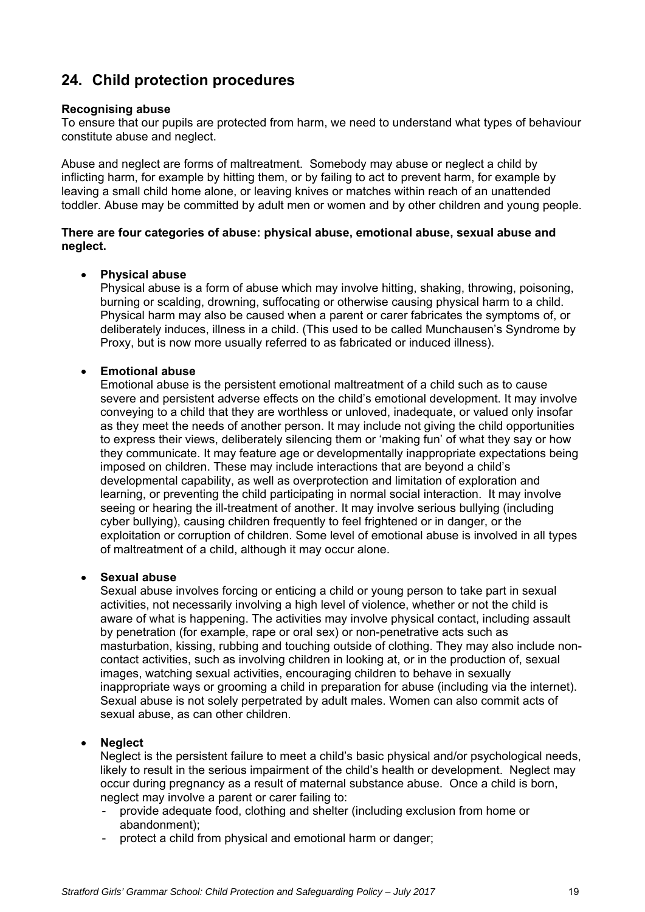## 24. Child protection procedures

**Recognising abuse**

To ensure that our pupils are protected from harm, we need to understand what types of behaviour constitute abuse and neglect.

Abuse and neglect are forms of maltreatment. Somebody may abuse or neglect a child by inflicting harm, for example by hitting them, or by failing to act to prevent harm, for example by leaving a small child home alone, or leaving knives or matches within reach of an unattended toddler. Abuse may be committed by adult men or women and by other children and young people.

**There are four categories of abuse: physical abuse, emotional abuse, sexual abuse and neglect.**

- **Physical abuse**
  Physical abuse is a form of abuse which may involve hitting, shaking, throwing, poisoning, burning or scalding, drowning, suffocating or otherwise causing physical harm to a child. Physical harm may also be caused when a parent or carer fabricates the symptoms of, or deliberately induces, illness in a child. (This used to be called Munchausen's Syndrome by Proxy, but is now more usually referred to as fabricated or induced illness).

- **Emotional abuse**
  Emotional abuse is the persistent emotional maltreatment of a child such as to cause severe and persistent adverse effects on the child's emotional development. It may involve conveying to a child that they are worthless or unloved, inadequate, or valued only insofar as they meet the needs of another person. It may include not giving the child opportunities to express their views, deliberately silencing them or 'making fun' of what they say or how they communicate. It may feature age or developmentally inappropriate expectations being imposed on children. These may include interactions that are beyond a child's developmental capability, as well as overprotection and limitation of exploration and learning, or preventing the child participating in normal social interaction. It may involve seeing or hearing the ill-treatment of another. It may involve serious bullying (including cyber bullying), causing children frequently to feel frightened or in danger, or the exploitation or corruption of children. Some level of emotional abuse is involved in all types of maltreatment of a child, although it may occur alone.

- **Sexual abuse**
  Sexual abuse involves forcing or enticing a child or young person to take part in sexual activities, not necessarily involving a high level of violence, whether or not the child is aware of what is happening. The activities may involve physical contact, including assault by penetration (for example, rape or oral sex) or non-penetrative acts such as masturbation, kissing, rubbing and touching outside of clothing. They may also include non-contact activities, such as involving children in looking at, or in the production of, sexual images, watching sexual activities, encouraging children to behave in sexually inappropriate ways or grooming a child in preparation for abuse (including via the internet). Sexual abuse is not solely perpetrated by adult males. Women can also commit acts of sexual abuse, as can other children.

- **Neglect**
  Neglect is the persistent failure to meet a child's basic physical and/or psychological needs, likely to result in the serious impairment of the child's health or development. Neglect may occur during pregnancy as a result of maternal substance abuse. Once a child is born, neglect may involve a parent or carer failing to:
  - provide adequate food, clothing and shelter (including exclusion from home or abandonment);
  - protect a child from physical and emotional harm or danger;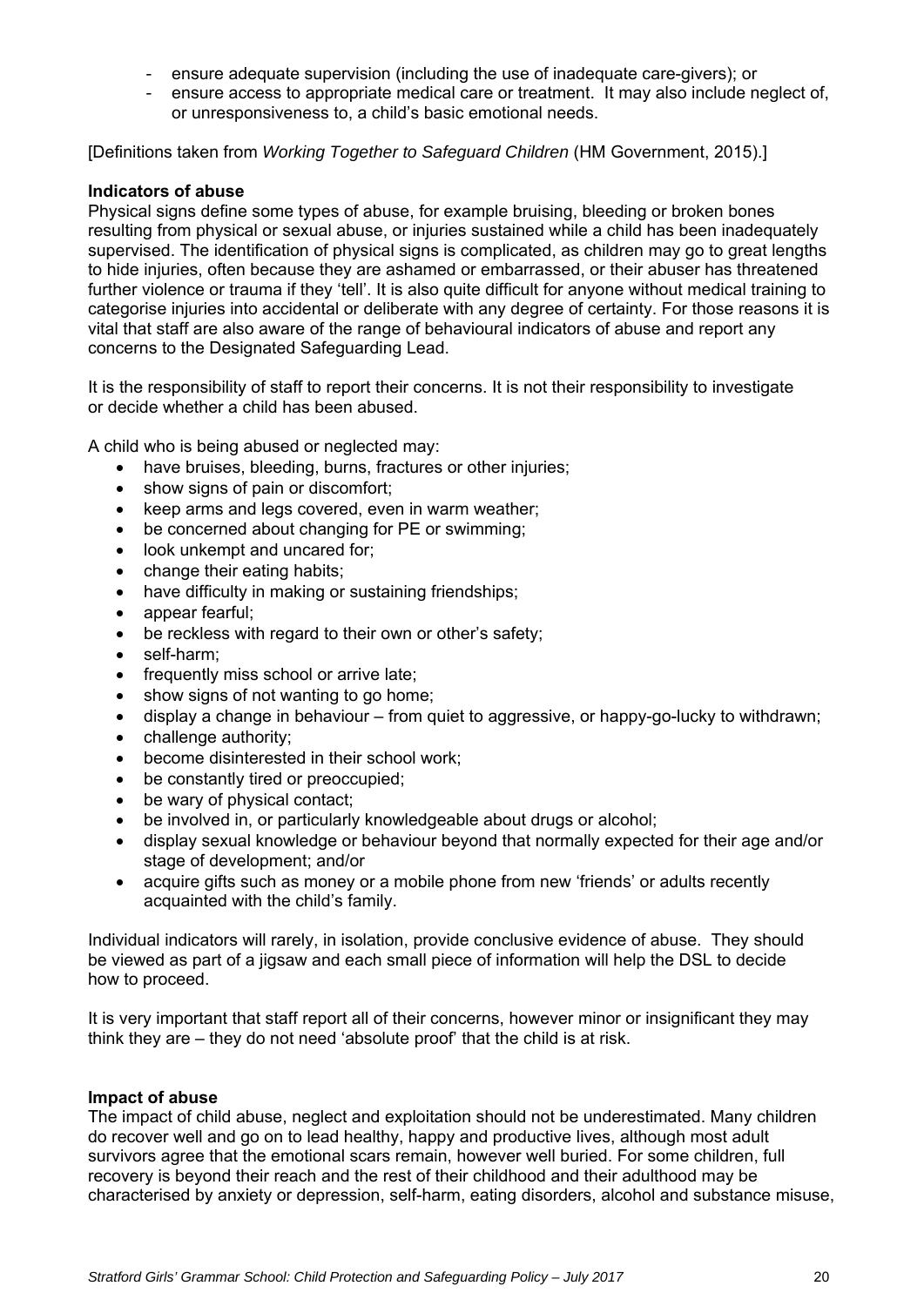- ensure adequate supervision (including the use of inadequate care-givers); or
- ensure access to appropriate medical care or treatment. It may also include neglect of, or unresponsiveness to, a child's basic emotional needs.

[Definitions taken from *Working Together to Safeguard Children* (HM Government, 2015).]

**Indicators of abuse**

Physical signs define some types of abuse, for example bruising, bleeding or broken bones resulting from physical or sexual abuse, or injuries sustained while a child has been inadequately supervised. The identification of physical signs is complicated, as children may go to great lengths to hide injuries, often because they are ashamed or embarrassed, or their abuser has threatened further violence or trauma if they 'tell'. It is also quite difficult for anyone without medical training to categorise injuries into accidental or deliberate with any degree of certainty. For those reasons it is vital that staff are also aware of the range of behavioural indicators of abuse and report any concerns to the Designated Safeguarding Lead.

It is the responsibility of staff to report their concerns. It is not their responsibility to investigate or decide whether a child has been abused.

A child who is being abused or neglected may:

- have bruises, bleeding, burns, fractures or other injuries;
- show signs of pain or discomfort;
- keep arms and legs covered, even in warm weather;
- be concerned about changing for PE or swimming;
- look unkempt and uncared for;
- change their eating habits;
- have difficulty in making or sustaining friendships;
- appear fearful;
- be reckless with regard to their own or other's safety;
- self-harm;
- frequently miss school or arrive late;
- show signs of not wanting to go home;
- display a change in behaviour – from quiet to aggressive, or happy-go-lucky to withdrawn;
- challenge authority;
- become disinterested in their school work;
- be constantly tired or preoccupied;
- be wary of physical contact;
- be involved in, or particularly knowledgeable about drugs or alcohol;
- display sexual knowledge or behaviour beyond that normally expected for their age and/or stage of development; and/or
- acquire gifts such as money or a mobile phone from new 'friends' or adults recently acquainted with the child's family.

Individual indicators will rarely, in isolation, provide conclusive evidence of abuse. They should be viewed as part of a jigsaw and each small piece of information will help the DSL to decide how to proceed.

It is very important that staff report all of their concerns, however minor or insignificant they may think they are – they do not need 'absolute proof' that the child is at risk.

**Impact of abuse**

The impact of child abuse, neglect and exploitation should not be underestimated. Many children do recover well and go on to lead healthy, happy and productive lives, although most adult survivors agree that the emotional scars remain, however well buried. For some children, full recovery is beyond their reach and the rest of their childhood and their adulthood may be characterised by anxiety or depression, self-harm, eating disorders, alcohol and substance misuse,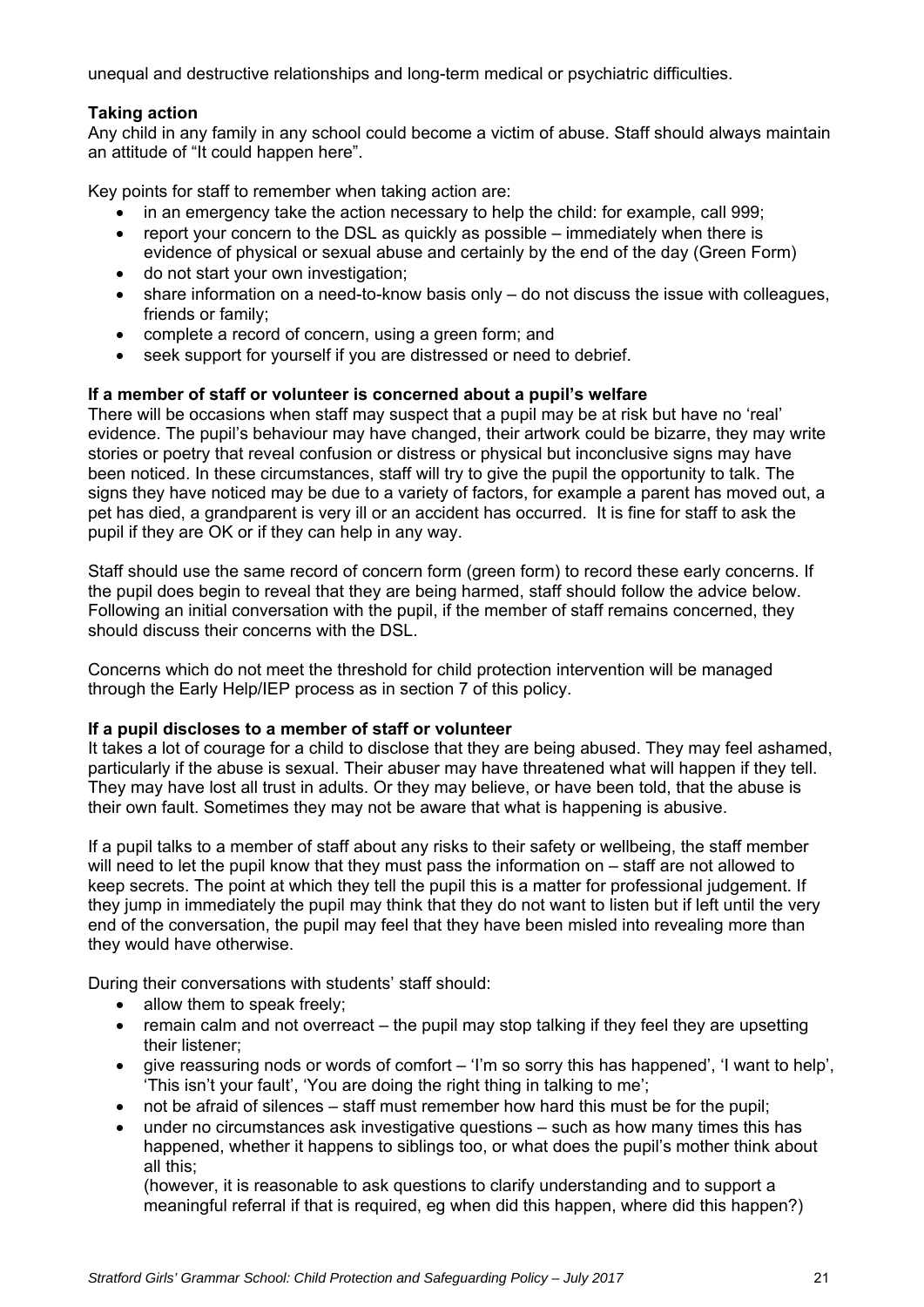unequal and destructive relationships and long-term medical or psychiatric difficulties.

**Taking action**

Any child in any family in any school could become a victim of abuse. Staff should always maintain an attitude of "It could happen here".

Key points for staff to remember when taking action are:

- in an emergency take the action necessary to help the child: for example, call 999;
- report your concern to the DSL as quickly as possible – immediately when there is evidence of physical or sexual abuse and certainly by the end of the day (Green Form)
- do not start your own investigation;
- share information on a need-to-know basis only – do not discuss the issue with colleagues, friends or family;
- complete a record of concern, using a green form; and
- seek support for yourself if you are distressed or need to debrief.

**If a member of staff or volunteer is concerned about a pupil's welfare**

There will be occasions when staff may suspect that a pupil may be at risk but have no 'real' evidence. The pupil's behaviour may have changed, their artwork could be bizarre, they may write stories or poetry that reveal confusion or distress or physical but inconclusive signs may have been noticed. In these circumstances, staff will try to give the pupil the opportunity to talk. The signs they have noticed may be due to a variety of factors, for example a parent has moved out, a pet has died, a grandparent is very ill or an accident has occurred. It is fine for staff to ask the pupil if they are OK or if they can help in any way.

Staff should use the same record of concern form (green form) to record these early concerns. If the pupil does begin to reveal that they are being harmed, staff should follow the advice below. Following an initial conversation with the pupil, if the member of staff remains concerned, they should discuss their concerns with the DSL.

Concerns which do not meet the threshold for child protection intervention will be managed through the Early Help/IEP process as in section 7 of this policy.

**If a pupil discloses to a member of staff or volunteer**

It takes a lot of courage for a child to disclose that they are being abused. They may feel ashamed, particularly if the abuse is sexual. Their abuser may have threatened what will happen if they tell. They may have lost all trust in adults. Or they may believe, or have been told, that the abuse is their own fault. Sometimes they may not be aware that what is happening is abusive.

If a pupil talks to a member of staff about any risks to their safety or wellbeing, the staff member will need to let the pupil know that they must pass the information on – staff are not allowed to keep secrets. The point at which they tell the pupil this is a matter for professional judgement. If they jump in immediately the pupil may think that they do not want to listen but if left until the very end of the conversation, the pupil may feel that they have been misled into revealing more than they would have otherwise.

During their conversations with students' staff should:

- allow them to speak freely;
- remain calm and not overreact – the pupil may stop talking if they feel they are upsetting their listener;
- give reassuring nods or words of comfort – 'I'm so sorry this has happened', 'I want to help', 'This isn't your fault', 'You are doing the right thing in talking to me';
- not be afraid of silences – staff must remember how hard this must be for the pupil;
- under no circumstances ask investigative questions – such as how many times this has happened, whether it happens to siblings too, or what does the pupil's mother think about all this;

  (however, it is reasonable to ask questions to clarify understanding and to support a meaningful referral if that is required, eg when did this happen, where did this happen?)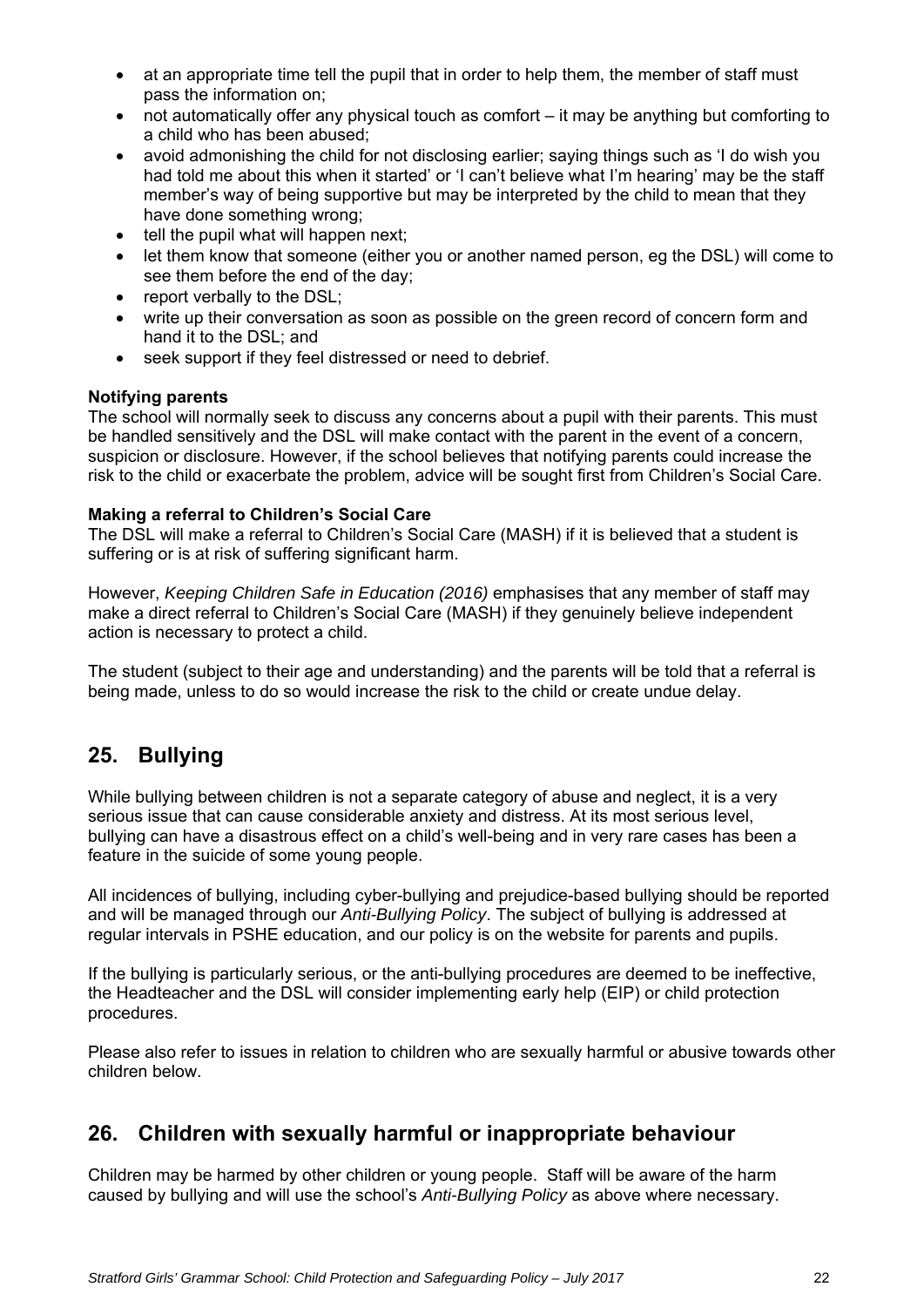- at an appropriate time tell the pupil that in order to help them, the member of staff must pass the information on;
- not automatically offer any physical touch as comfort – it may be anything but comforting to a child who has been abused;
- avoid admonishing the child for not disclosing earlier; saying things such as 'I do wish you had told me about this when it started' or 'I can't believe what I'm hearing' may be the staff member's way of being supportive but may be interpreted by the child to mean that they have done something wrong;
- tell the pupil what will happen next;
- let them know that someone (either you or another named person, eg the DSL) will come to see them before the end of the day;
- report verbally to the DSL;
- write up their conversation as soon as possible on the green record of concern form and hand it to the DSL; and
- seek support if they feel distressed or need to debrief.

**Notifying parents**
The school will normally seek to discuss any concerns about a pupil with their parents. This must be handled sensitively and the DSL will make contact with the parent in the event of a concern, suspicion or disclosure. However, if the school believes that notifying parents could increase the risk to the child or exacerbate the problem, advice will be sought first from Children's Social Care.

**Making a referral to Children's Social Care**
The DSL will make a referral to Children's Social Care (MASH) if it is believed that a student is suffering or is at risk of suffering significant harm.

However, *Keeping Children Safe in Education (2016)* emphasises that any member of staff may make a direct referral to Children's Social Care (MASH) if they genuinely believe independent action is necessary to protect a child.

The student (subject to their age and understanding) and the parents will be told that a referral is being made, unless to do so would increase the risk to the child or create undue delay.

## 25. Bullying

While bullying between children is not a separate category of abuse and neglect, it is a very serious issue that can cause considerable anxiety and distress. At its most serious level, bullying can have a disastrous effect on a child's well-being and in very rare cases has been a feature in the suicide of some young people.

All incidences of bullying, including cyber-bullying and prejudice-based bullying should be reported and will be managed through our *Anti-Bullying Policy*. The subject of bullying is addressed at regular intervals in PSHE education, and our policy is on the website for parents and pupils.

If the bullying is particularly serious, or the anti-bullying procedures are deemed to be ineffective, the Headteacher and the DSL will consider implementing early help (EIP) or child protection procedures.

Please also refer to issues in relation to children who are sexually harmful or abusive towards other children below.

## 26. Children with sexually harmful or inappropriate behaviour

Children may be harmed by other children or young people. Staff will be aware of the harm caused by bullying and will use the school's *Anti-Bullying Policy* as above where necessary.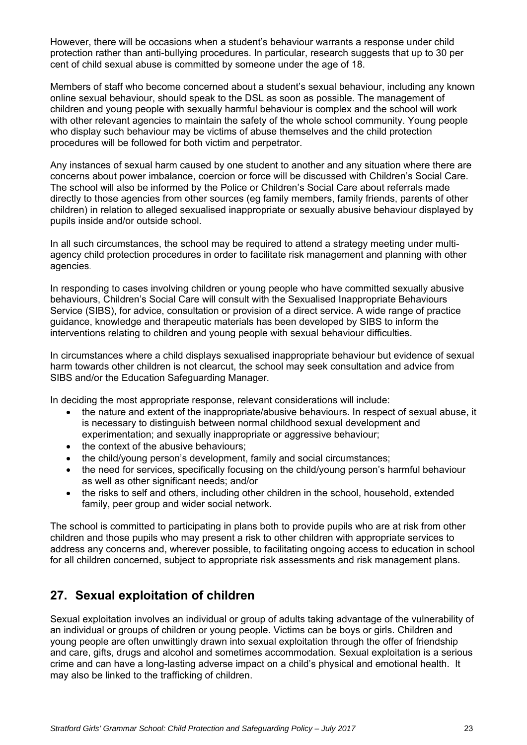However, there will be occasions when a student's behaviour warrants a response under child protection rather than anti-bullying procedures. In particular, research suggests that up to 30 per cent of child sexual abuse is committed by someone under the age of 18.

Members of staff who become concerned about a student's sexual behaviour, including any known online sexual behaviour, should speak to the DSL as soon as possible. The management of children and young people with sexually harmful behaviour is complex and the school will work with other relevant agencies to maintain the safety of the whole school community. Young people who display such behaviour may be victims of abuse themselves and the child protection procedures will be followed for both victim and perpetrator.

Any instances of sexual harm caused by one student to another and any situation where there are concerns about power imbalance, coercion or force will be discussed with Children's Social Care. The school will also be informed by the Police or Children's Social Care about referrals made directly to those agencies from other sources (eg family members, family friends, parents of other children) in relation to alleged sexualised inappropriate or sexually abusive behaviour displayed by pupils inside and/or outside school.

In all such circumstances, the school may be required to attend a strategy meeting under multi-agency child protection procedures in order to facilitate risk management and planning with other agencies.

In responding to cases involving children or young people who have committed sexually abusive behaviours, Children's Social Care will consult with the Sexualised Inappropriate Behaviours Service (SIBS), for advice, consultation or provision of a direct service. A wide range of practice guidance, knowledge and therapeutic materials has been developed by SIBS to inform the interventions relating to children and young people with sexual behaviour difficulties.

In circumstances where a child displays sexualised inappropriate behaviour but evidence of sexual harm towards other children is not clearcut, the school may seek consultation and advice from SIBS and/or the Education Safeguarding Manager.

In deciding the most appropriate response, relevant considerations will include:

- the nature and extent of the inappropriate/abusive behaviours. In respect of sexual abuse, it is necessary to distinguish between normal childhood sexual development and experimentation; and sexually inappropriate or aggressive behaviour;
- the context of the abusive behaviours;
- the child/young person's development, family and social circumstances;
- the need for services, specifically focusing on the child/young person's harmful behaviour as well as other significant needs; and/or
- the risks to self and others, including other children in the school, household, extended family, peer group and wider social network.

The school is committed to participating in plans both to provide pupils who are at risk from other children and those pupils who may present a risk to other children with appropriate services to address any concerns and, wherever possible, to facilitating ongoing access to education in school for all children concerned, subject to appropriate risk assessments and risk management plans.

## 27. Sexual exploitation of children

Sexual exploitation involves an individual or group of adults taking advantage of the vulnerability of an individual or groups of children or young people. Victims can be boys or girls. Children and young people are often unwittingly drawn into sexual exploitation through the offer of friendship and care, gifts, drugs and alcohol and sometimes accommodation. Sexual exploitation is a serious crime and can have a long-lasting adverse impact on a child's physical and emotional health. It may also be linked to the trafficking of children.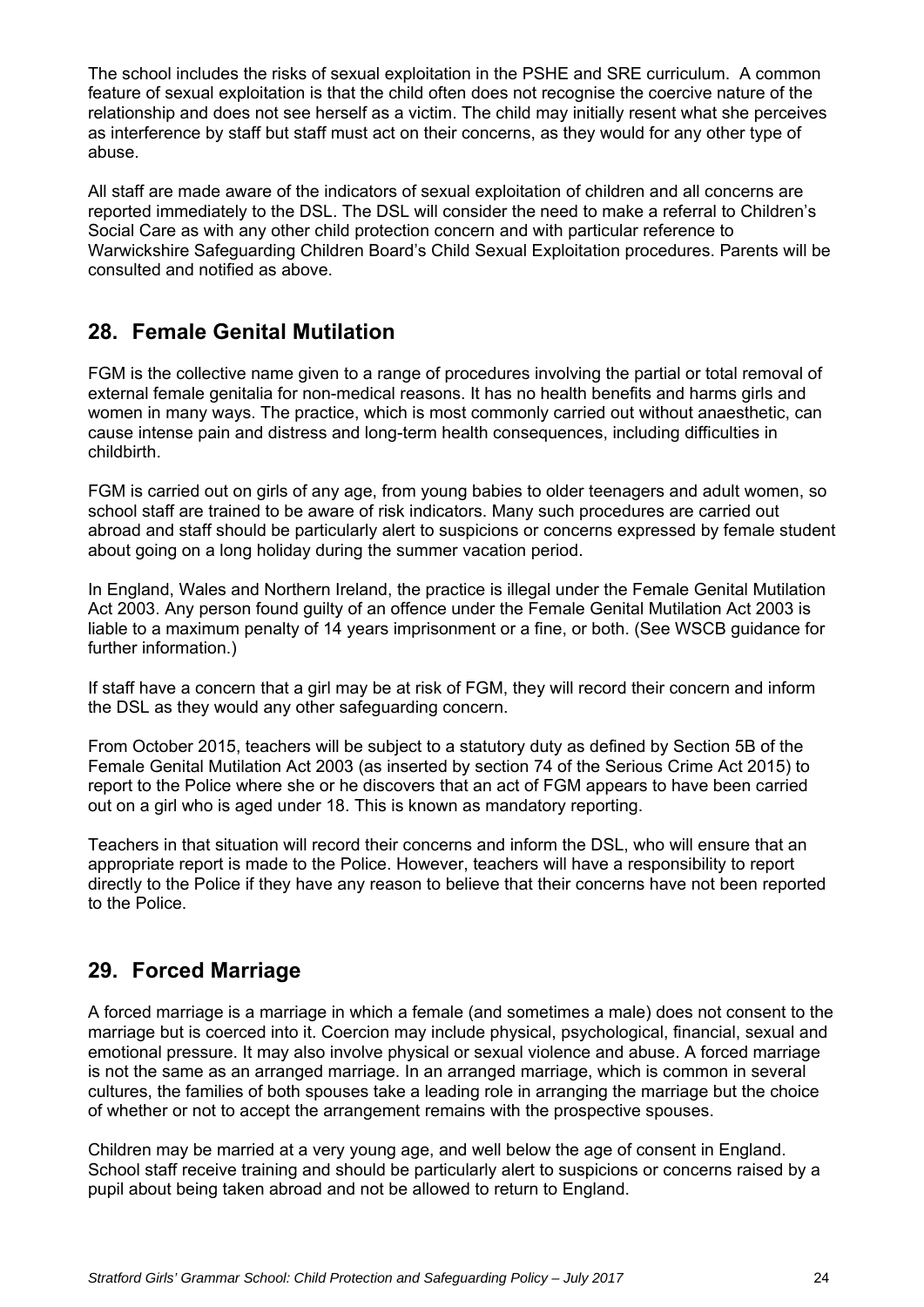The school includes the risks of sexual exploitation in the PSHE and SRE curriculum. A common feature of sexual exploitation is that the child often does not recognise the coercive nature of the relationship and does not see herself as a victim. The child may initially resent what she perceives as interference by staff but staff must act on their concerns, as they would for any other type of abuse.

All staff are made aware of the indicators of sexual exploitation of children and all concerns are reported immediately to the DSL. The DSL will consider the need to make a referral to Children's Social Care as with any other child protection concern and with particular reference to Warwickshire Safeguarding Children Board's Child Sexual Exploitation procedures. Parents will be consulted and notified as above.

## 28. Female Genital Mutilation

FGM is the collective name given to a range of procedures involving the partial or total removal of external female genitalia for non-medical reasons. It has no health benefits and harms girls and women in many ways. The practice, which is most commonly carried out without anaesthetic, can cause intense pain and distress and long-term health consequences, including difficulties in childbirth.

FGM is carried out on girls of any age, from young babies to older teenagers and adult women, so school staff are trained to be aware of risk indicators. Many such procedures are carried out abroad and staff should be particularly alert to suspicions or concerns expressed by female student about going on a long holiday during the summer vacation period.

In England, Wales and Northern Ireland, the practice is illegal under the Female Genital Mutilation Act 2003. Any person found guilty of an offence under the Female Genital Mutilation Act 2003 is liable to a maximum penalty of 14 years imprisonment or a fine, or both. (See WSCB guidance for further information.)

If staff have a concern that a girl may be at risk of FGM, they will record their concern and inform the DSL as they would any other safeguarding concern.

From October 2015, teachers will be subject to a statutory duty as defined by Section 5B of the Female Genital Mutilation Act 2003 (as inserted by section 74 of the Serious Crime Act 2015) to report to the Police where she or he discovers that an act of FGM appears to have been carried out on a girl who is aged under 18. This is known as mandatory reporting.

Teachers in that situation will record their concerns and inform the DSL, who will ensure that an appropriate report is made to the Police. However, teachers will have a responsibility to report directly to the Police if they have any reason to believe that their concerns have not been reported to the Police.

## 29. Forced Marriage

A forced marriage is a marriage in which a female (and sometimes a male) does not consent to the marriage but is coerced into it. Coercion may include physical, psychological, financial, sexual and emotional pressure. It may also involve physical or sexual violence and abuse. A forced marriage is not the same as an arranged marriage. In an arranged marriage, which is common in several cultures, the families of both spouses take a leading role in arranging the marriage but the choice of whether or not to accept the arrangement remains with the prospective spouses.

Children may be married at a very young age, and well below the age of consent in England. School staff receive training and should be particularly alert to suspicions or concerns raised by a pupil about being taken abroad and not be allowed to return to England.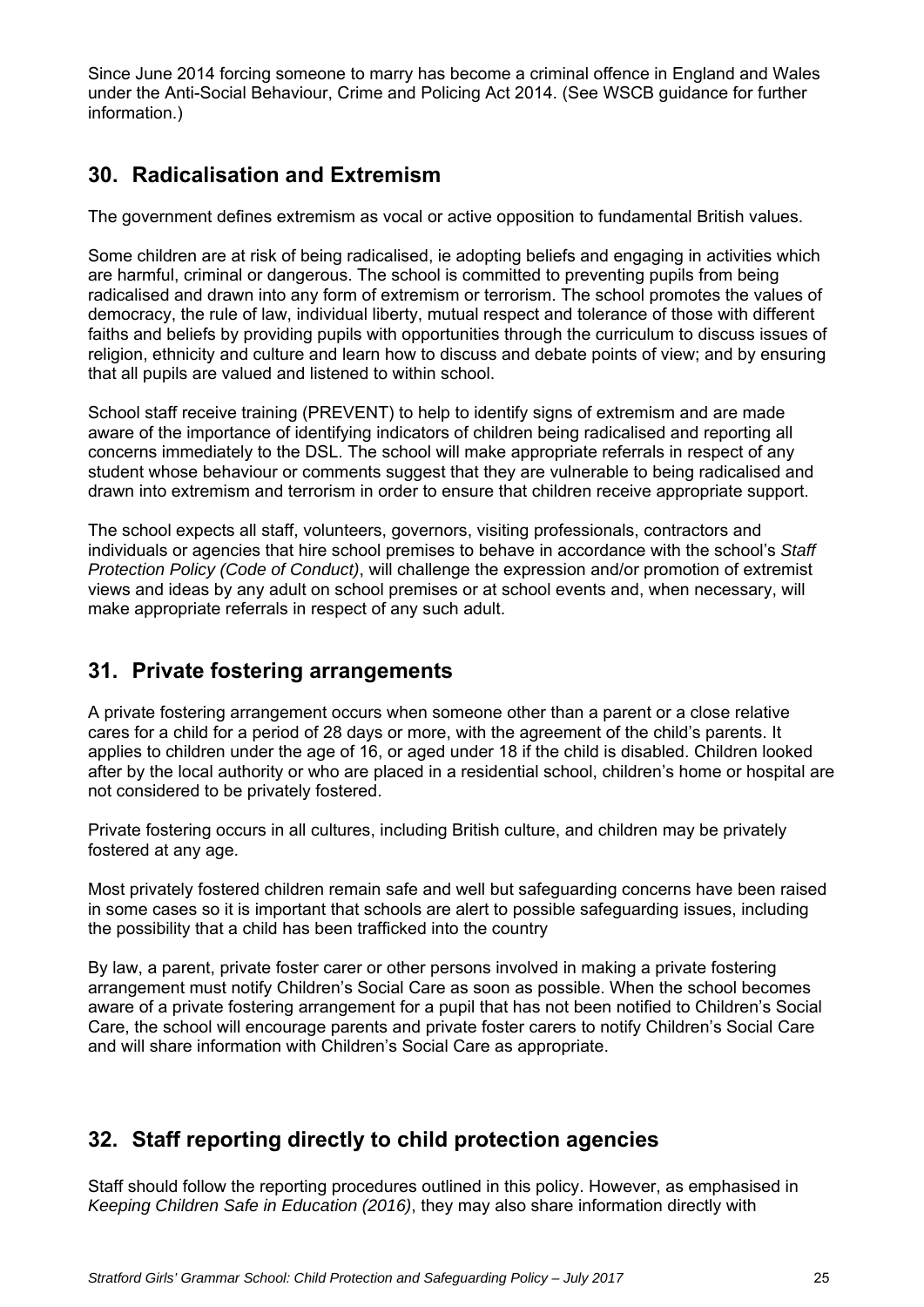Since June 2014 forcing someone to marry has become a criminal offence in England and Wales under the Anti-Social Behaviour, Crime and Policing Act 2014. (See WSCB guidance for further information.)

## 30. Radicalisation and Extremism

The government defines extremism as vocal or active opposition to fundamental British values.

Some children are at risk of being radicalised, ie adopting beliefs and engaging in activities which are harmful, criminal or dangerous. The school is committed to preventing pupils from being radicalised and drawn into any form of extremism or terrorism. The school promotes the values of democracy, the rule of law, individual liberty, mutual respect and tolerance of those with different faiths and beliefs by providing pupils with opportunities through the curriculum to discuss issues of religion, ethnicity and culture and learn how to discuss and debate points of view; and by ensuring that all pupils are valued and listened to within school.

School staff receive training (PREVENT) to help to identify signs of extremism and are made aware of the importance of identifying indicators of children being radicalised and reporting all concerns immediately to the DSL. The school will make appropriate referrals in respect of any student whose behaviour or comments suggest that they are vulnerable to being radicalised and drawn into extremism and terrorism in order to ensure that children receive appropriate support.

The school expects all staff, volunteers, governors, visiting professionals, contractors and individuals or agencies that hire school premises to behave in accordance with the school's *Staff Protection Policy (Code of Conduct)*, will challenge the expression and/or promotion of extremist views and ideas by any adult on school premises or at school events and, when necessary, will make appropriate referrals in respect of any such adult.

## 31. Private fostering arrangements

A private fostering arrangement occurs when someone other than a parent or a close relative cares for a child for a period of 28 days or more, with the agreement of the child's parents. It applies to children under the age of 16, or aged under 18 if the child is disabled. Children looked after by the local authority or who are placed in a residential school, children's home or hospital are not considered to be privately fostered.

Private fostering occurs in all cultures, including British culture, and children may be privately fostered at any age.

Most privately fostered children remain safe and well but safeguarding concerns have been raised in some cases so it is important that schools are alert to possible safeguarding issues, including the possibility that a child has been trafficked into the country

By law, a parent, private foster carer or other persons involved in making a private fostering arrangement must notify Children's Social Care as soon as possible. When the school becomes aware of a private fostering arrangement for a pupil that has not been notified to Children's Social Care, the school will encourage parents and private foster carers to notify Children's Social Care and will share information with Children's Social Care as appropriate.

## 32. Staff reporting directly to child protection agencies

Staff should follow the reporting procedures outlined in this policy. However, as emphasised in *Keeping Children Safe in Education (2016)*, they may also share information directly with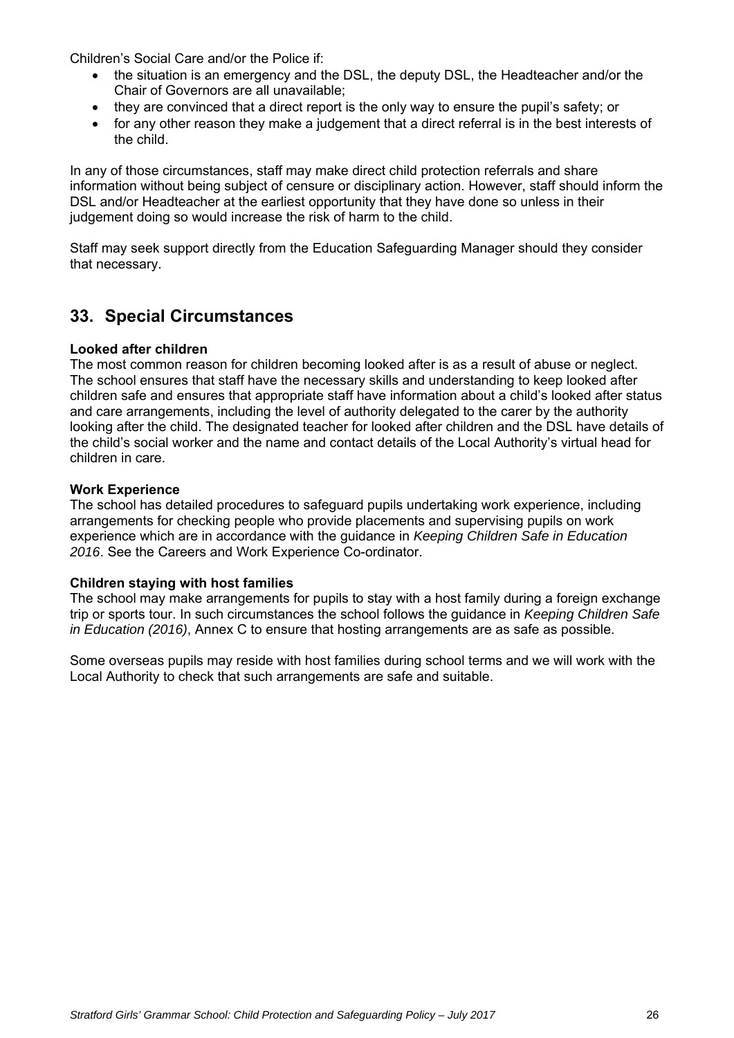Children's Social Care and/or the Police if:

- the situation is an emergency and the DSL, the deputy DSL, the Headteacher and/or the Chair of Governors are all unavailable;
- they are convinced that a direct report is the only way to ensure the pupil's safety; or
- for any other reason they make a judgement that a direct referral is in the best interests of the child.

In any of those circumstances, staff may make direct child protection referrals and share information without being subject of censure or disciplinary action. However, staff should inform the DSL and/or Headteacher at the earliest opportunity that they have done so unless in their judgement doing so would increase the risk of harm to the child.

Staff may seek support directly from the Education Safeguarding Manager should they consider that necessary.

## 33. Special Circumstances

**Looked after children**
The most common reason for children becoming looked after is as a result of abuse or neglect. The school ensures that staff have the necessary skills and understanding to keep looked after children safe and ensures that appropriate staff have information about a child's looked after status and care arrangements, including the level of authority delegated to the carer by the authority looking after the child. The designated teacher for looked after children and the DSL have details of the child's social worker and the name and contact details of the Local Authority's virtual head for children in care.

**Work Experience**
The school has detailed procedures to safeguard pupils undertaking work experience, including arrangements for checking people who provide placements and supervising pupils on work experience which are in accordance with the guidance in *Keeping Children Safe in Education 2016*. See the Careers and Work Experience Co-ordinator.

**Children staying with host families**
The school may make arrangements for pupils to stay with a host family during a foreign exchange trip or sports tour. In such circumstances the school follows the guidance in *Keeping Children Safe in Education (2016)*, Annex C to ensure that hosting arrangements are as safe as possible.

Some overseas pupils may reside with host families during school terms and we will work with the Local Authority to check that such arrangements are safe and suitable.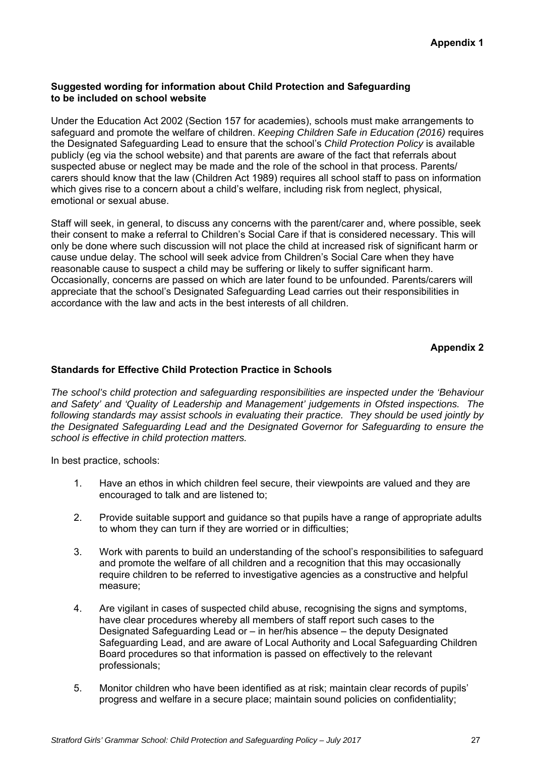**Appendix 1**

### Suggested wording for information about Child Protection and Safeguarding to be included on school website

Under the Education Act 2002 (Section 157 for academies), schools must make arrangements to safeguard and promote the welfare of children. *Keeping Children Safe in Education (2016)* requires the Designated Safeguarding Lead to ensure that the school's *Child Protection Policy* is available publicly (eg via the school website) and that parents are aware of the fact that referrals about suspected abuse or neglect may be made and the role of the school in that process. Parents/ carers should know that the law (Children Act 1989) requires all school staff to pass on information which gives rise to a concern about a child's welfare, including risk from neglect, physical, emotional or sexual abuse.

Staff will seek, in general, to discuss any concerns with the parent/carer and, where possible, seek their consent to make a referral to Children's Social Care if that is considered necessary. This will only be done where such discussion will not place the child at increased risk of significant harm or cause undue delay. The school will seek advice from Children's Social Care when they have reasonable cause to suspect a child may be suffering or likely to suffer significant harm. Occasionally, concerns are passed on which are later found to be unfounded. Parents/carers will appreciate that the school's Designated Safeguarding Lead carries out their responsibilities in accordance with the law and acts in the best interests of all children.

**Appendix 2**

### Standards for Effective Child Protection Practice in Schools

*The school's child protection and safeguarding responsibilities are inspected under the 'Behaviour and Safety' and 'Quality of Leadership and Management' judgements in Ofsted inspections. The following standards may assist schools in evaluating their practice. They should be used jointly by the Designated Safeguarding Lead and the Designated Governor for Safeguarding to ensure the school is effective in child protection matters.*

In best practice, schools:

1. Have an ethos in which children feel secure, their viewpoints are valued and they are encouraged to talk and are listened to;

2. Provide suitable support and guidance so that pupils have a range of appropriate adults to whom they can turn if they are worried or in difficulties;

3. Work with parents to build an understanding of the school's responsibilities to safeguard and promote the welfare of all children and a recognition that this may occasionally require children to be referred to investigative agencies as a constructive and helpful measure;

4. Are vigilant in cases of suspected child abuse, recognising the signs and symptoms, have clear procedures whereby all members of staff report such cases to the Designated Safeguarding Lead or – in her/his absence – the deputy Designated Safeguarding Lead, and are aware of Local Authority and Local Safeguarding Children Board procedures so that information is passed on effectively to the relevant professionals;

5. Monitor children who have been identified as at risk; maintain clear records of pupils' progress and welfare in a secure place; maintain sound policies on confidentiality;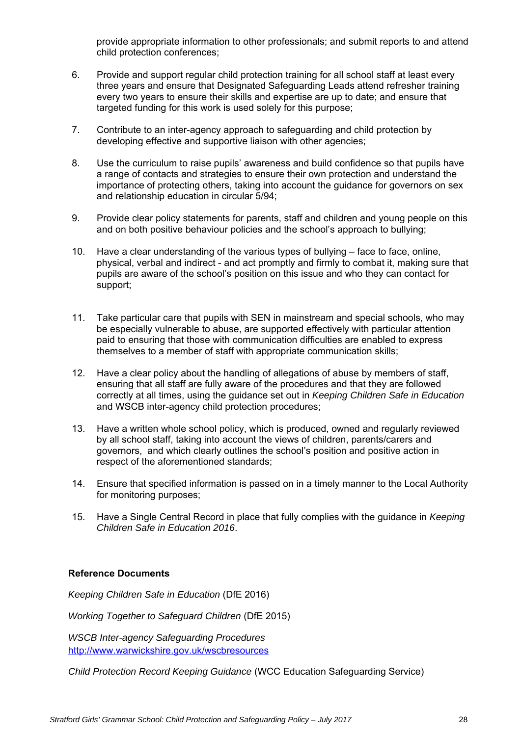provide appropriate information to other professionals; and submit reports to and attend child protection conferences;

6. Provide and support regular child protection training for all school staff at least every three years and ensure that Designated Safeguarding Leads attend refresher training every two years to ensure their skills and expertise are up to date; and ensure that targeted funding for this work is used solely for this purpose;

7. Contribute to an inter-agency approach to safeguarding and child protection by developing effective and supportive liaison with other agencies;

8. Use the curriculum to raise pupils' awareness and build confidence so that pupils have a range of contacts and strategies to ensure their own protection and understand the importance of protecting others, taking into account the guidance for governors on sex and relationship education in circular 5/94;

9. Provide clear policy statements for parents, staff and children and young people on this and on both positive behaviour policies and the school's approach to bullying;

10. Have a clear understanding of the various types of bullying – face to face, online, physical, verbal and indirect - and act promptly and firmly to combat it, making sure that pupils are aware of the school's position on this issue and who they can contact for support;

11. Take particular care that pupils with SEN in mainstream and special schools, who may be especially vulnerable to abuse, are supported effectively with particular attention paid to ensuring that those with communication difficulties are enabled to express themselves to a member of staff with appropriate communication skills;

12. Have a clear policy about the handling of allegations of abuse by members of staff, ensuring that all staff are fully aware of the procedures and that they are followed correctly at all times, using the guidance set out in *Keeping Children Safe in Education* and WSCB inter-agency child protection procedures;

13. Have a written whole school policy, which is produced, owned and regularly reviewed by all school staff, taking into account the views of children, parents/carers and governors, and which clearly outlines the school's position and positive action in respect of the aforementioned standards;

14. Ensure that specified information is passed on in a timely manner to the Local Authority for monitoring purposes;

15. Have a Single Central Record in place that fully complies with the guidance in *Keeping Children Safe in Education 2016*.

**Reference Documents**

*Keeping Children Safe in Education* (DfE 2016)

*Working Together to Safeguard Children* (DfE 2015)

*WSCB Inter-agency Safeguarding Procedures*
http://www.warwickshire.gov.uk/wscbresources

*Child Protection Record Keeping Guidance* (WCC Education Safeguarding Service)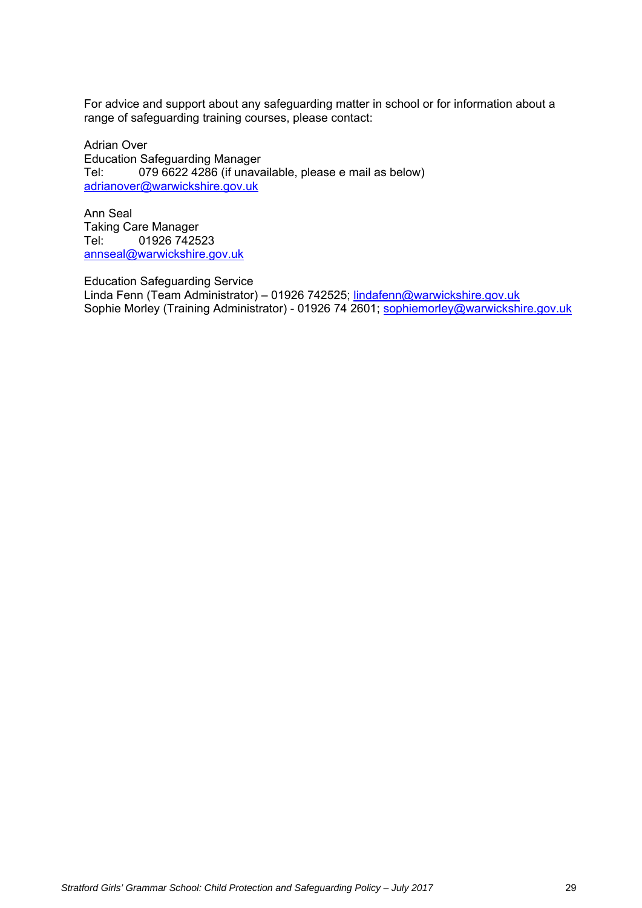For advice and support about any safeguarding matter in school or for information about a range of safeguarding training courses, please contact:

Adrian Over
Education Safeguarding Manager
Tel: 079 6622 4286 (if unavailable, please e mail as below)
adrianover@warwickshire.gov.uk

Ann Seal
Taking Care Manager
Tel: 01926 742523
annseal@warwickshire.gov.uk

Education Safeguarding Service
Linda Fenn (Team Administrator) – 01926 742525; lindafenn@warwickshire.gov.uk
Sophie Morley (Training Administrator) - 01926 74 2601; sophiemorley@warwickshire.gov.uk